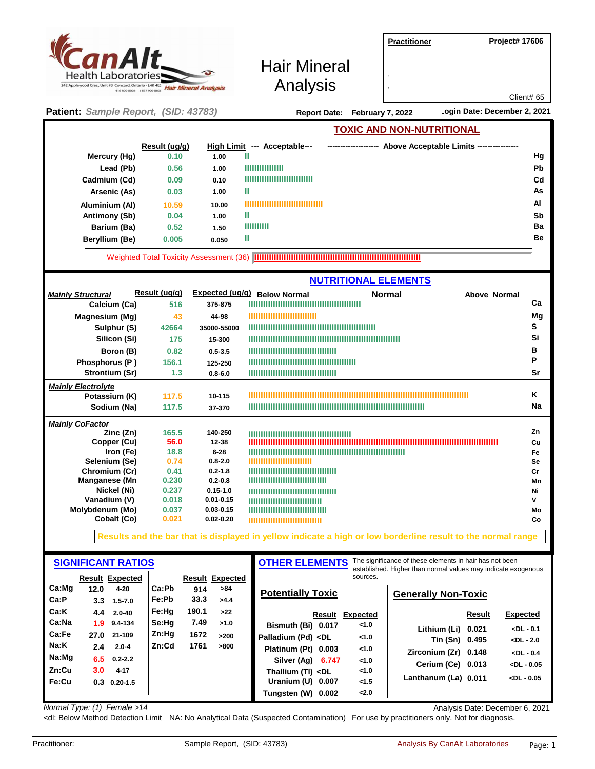# CanAlt Health Laboratories

242 Applewood Cres., Unit #3 Concord, Ontario - L4K 4E5 · 416 800-8008 · 1 877 900-8008 · Hair Mineral Analysis

## Hair Mineral Analysis

**Practitioner** · **Project# 17606**

Client# 65

**Patient:** *Sample Report, (SID: 43783)* **Report Date: February 7, 2022** **Login Date: December 2, 2021**

## TOXIC AND NON-NUTRITIONAL

| Element | Result (ug/g) | High Limit | Symbol |
|---|---|---|---|
| Mercury (Hg) | 0.10 | 1.00 | Hg |
| Lead (Pb) | 0.56 | 1.00 | Pb |
| Cadmium (Cd) | 0.09 | 0.10 | Cd |
| Arsenic (As) | 0.03 | 1.00 | As |
| Aluminium (Al) | 10.59 | 10.00 | Al |
| Antimony (Sb) | 0.04 | 1.00 | Sb |
| Barium (Ba) | 0.52 | 1.50 | Ba |
| Beryllium (Be) | 0.005 | 0.050 | Be |

Weighted Total Toxicity Assessment (36)

## NUTRITIONAL ELEMENTS

| Element | Result (ug/g) | Expected (ug/g) | Symbol |
|---|---|---|---|
| ***Mainly Structural*** | | | |
| Calcium (Ca) | 516 | 375-875 | Ca |
| Magnesium (Mg) | 43 | 44-98 | Mg |
| Sulphur (S) | 42664 | 35000-55000 | S |
| Silicon (Si) | 175 | 15-300 | Si |
| Boron (B) | 0.82 | 0.5-3.5 | B |
| Phosphorus (P ) | 156.1 | 125-250 | P |
| Strontium (Sr) | 1.3 | 0.8-6.0 | Sr |
| ***Mainly Electrolyte*** | | | |
| Potassium (K) | 117.5 | 10-115 | K |
| Sodium (Na) | 117.5 | 37-370 | Na |
| ***Mainly CoFactor*** | | | |
| Zinc (Zn) | 165.5 | 140-250 | Zn |
| Copper (Cu) | 56.0 | 12-38 | Cu |
| Iron (Fe) | 18.8 | 6-28 | Fe |
| Selenium (Se) | 0.74 | 0.8-2.0 | Se |
| Chromium (Cr) | 0.41 | 0.2-1.8 | Cr |
| Manganese (Mn | 0.230 | 0.2-0.8 | Mn |
| Nickel (Ni) | 0.237 | 0.15-1.0 | Ni |
| Vanadium (V) | 0.018 | 0.01-0.15 | V |
| Molybdenum (Mo) | 0.037 | 0.03-0.15 | Mo |
| Cobalt (Co) | 0.021 | 0.02-0.20 | Co |

Results and the bar that is displayed in yellow indicate a high or low borderline result to the normal range

## SIGNIFICANT RATIOS

| Ratio | Result | Expected | Ratio | Result | Expected |
|---|---|---|---|---|---|
| Ca:Mg | 12.0 | 4-20 | Ca:Pb | 914 | >84 |
| Ca:P | 3.3 | 1.5-7.0 | Fe:Pb | 33.3 | >4.4 |
| Ca:K | 4.4 | 2.0-40 | Fe:Hg | 190.1 | >22 |
| Ca:Na | 1.9 | 9.4-134 | Se:Hg | 7.49 | >1.0 |
| Ca:Fe | 27.0 | 21-109 | Zn:Hg | 1672 | >200 |
| Na:K | 2.4 | 2.0-4 | Zn:Cd | 1761 | >800 |
| Na:Mg | 6.5 | 0.2-2.2 | | | |
| Zn:Cu | 3.0 | 4-17 | | | |
| Fe:Cu | 0.3 | 0.20-1.5 | | | |

## OTHER ELEMENTS

The significance of these elements in hair has not been established. Higher than normal values may indicate exogenous sources.

### Potentially Toxic

| Element | Result | Expected |
|---|---|---|
| Bismuth (Bi) | 0.017 | <1.0 |
| Palladium (Pd) | <DL | <1.0 |
| Platinum (Pt) | 0.003 | <1.0 |
| Silver (Ag) | 6.747 | <1.0 |
| Thallium (Tl) | <DL | <1.0 |
| Uranium (U) | 0.007 | <1.5 |
| Tungsten (W) | 0.002 | <2.0 |

### Generally Non-Toxic

| Element | Result | Expected |
|---|---|---|
| Lithium (Li) | 0.021 | <DL - 0.1 |
| Tin (Sn) | 0.495 | <DL - 2.0 |
| Zirconium (Zr) | 0.148 | <DL - 0.4 |
| Cerium (Ce) | 0.013 | <DL - 0.05 |
| Lanthanum (La) | 0.011 | <DL - 0.05 |

*Normal Type: (1) Female >14* Analysis Date: December 6, 2021

<dl: Below Method Detection Limit NA: No Analytical Data (Suspected Contamination) For use by practitioners only. Not for diagnosis.

Practitioner: Sample Report, (SID: 43783) Analysis By CanAlt Laboratories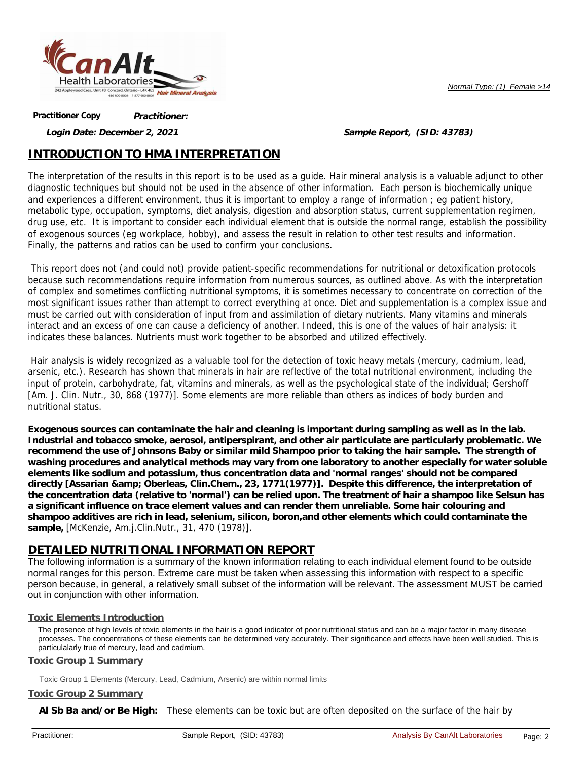Practitioner Copy *Practitioner:*

*Normal Type: (1) Female >14*

***Login Date: December 2, 2021*** ***Sample Report, (SID: 43783)***

## INTRODUCTION TO HMA INTERPRETATION

The interpretation of the results in this report is to be used as a guide. Hair mineral analysis is a valuable adjunct to other diagnostic techniques but should not be used in the absence of other information. Each person is biochemically unique and experiences a different environment, thus it is important to employ a range of information ; eg patient history, metabolic type, occupation, symptoms, diet analysis, digestion and absorption status, current supplementation regimen, drug use, etc. It is important to consider each individual element that is outside the normal range, establish the possibility of exogenous sources (eg workplace, hobby), and assess the result in relation to other test results and information. Finally, the patterns and ratios can be used to confirm your conclusions.

This report does not (and could not) provide patient-specific recommendations for nutritional or detoxification protocols because such recommendations require information from numerous sources, as outlined above. As with the interpretation of complex and sometimes conflicting nutritional symptoms, it is sometimes necessary to concentrate on correction of the most significant issues rather than attempt to correct everything at once. Diet and supplementation is a complex issue and must be carried out with consideration of input from and assimilation of dietary nutrients. Many vitamins and minerals interact and an excess of one can cause a deficiency of another. Indeed, this is one of the values of hair analysis: it indicates these balances. Nutrients must work together to be absorbed and utilized effectively.

Hair analysis is widely recognized as a valuable tool for the detection of toxic heavy metals (mercury, cadmium, lead, arsenic, etc.). Research has shown that minerals in hair are reflective of the total nutritional environment, including the input of protein, carbohydrate, fat, vitamins and minerals, as well as the psychological state of the individual; Gershoff [Am. J. Clin. Nutr., 30, 868 (1977)]. Some elements are more reliable than others as indices of body burden and nutritional status.

**Exogenous sources can contaminate the hair and cleaning is important during sampling as well as in the lab. Industrial and tobacco smoke, aerosol, antiperspirant, and other air particulate are particularly problematic. We recommend the use of Johnsons Baby or similar mild Shampoo prior to taking the hair sample. The strength of washing procedures and analytical methods may vary from one laboratory to another especially for water soluble elements like sodium and potassium, thus concentration data and 'normal ranges' should not be compared directly [Assarian &amp; Oberleas, Clin.Chem., 23, 1771(1977)]. Despite this difference, the interpretation of the concentration data (relative to 'normal') can be relied upon. The treatment of hair a shampoo like Selsun has a significant influence on trace element values and can render them unreliable. Some hair colouring and shampoo additives are rich in lead, selenium, silicon, boron,and other elements which could contaminate the sample,** [McKenzie, Am.j.Clin.Nutr., 31, 470 (1978)].

## DETAILED NUTRITIONAL INFORMATION REPORT

The following information is a summary of the known information relating to each individual element found to be outside normal ranges for this person. Extreme care must be taken when assessing this information with respect to a specific person because, in general, a relatively small subset of the information will be relevant. The assessment MUST be carried out in conjunction with other information.

### Toxic Elements Introduction

The presence of high levels of toxic elements in the hair is a good indicator of poor nutritional status and can be a major factor in many disease processes. The concentrations of these elements can be determined very accurately. Their significance and effects have been well studied. This is particulalarly true of mercury, lead and cadmium.

### Toxic Group 1 Summary

Toxic Group 1 Elements (Mercury, Lead, Cadmium, Arsenic) are within normal limits

### Toxic Group 2 Summary

**Al Sb Ba and/or Be High:** These elements can be toxic but are often deposited on the surface of the hair by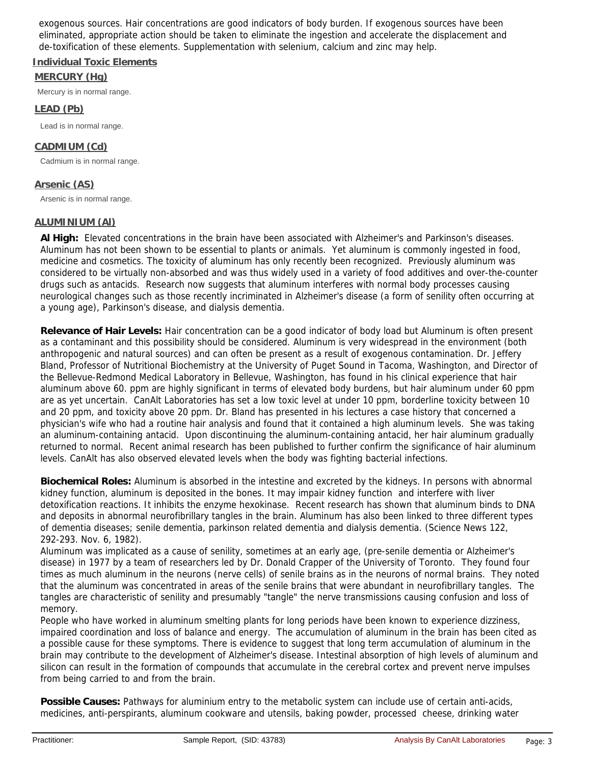exogenous sources. Hair concentrations are good indicators of body burden. If exogenous sources have been eliminated, appropriate action should be taken to eliminate the ingestion and accelerate the displacement and de-toxification of these elements. Supplementation with selenium, calcium and zinc may help.

## Individual Toxic Elements

### MERCURY (Hg)

Mercury is in normal range.

### LEAD (Pb)

Lead is in normal range.

### CADMIUM (Cd)

Cadmium is in normal range.

### Arsenic (AS)

Arsenic is in normal range.

### ALUMINIUM (Al)

**Al High:** Elevated concentrations in the brain have been associated with Alzheimer's and Parkinson's diseases. Aluminum has not been shown to be essential to plants or animals. Yet aluminum is commonly ingested in food, medicine and cosmetics. The toxicity of aluminum has only recently been recognized. Previously aluminum was considered to be virtually non-absorbed and was thus widely used in a variety of food additives and over-the-counter drugs such as antacids. Research now suggests that aluminum interferes with normal body processes causing neurological changes such as those recently incriminated in Alzheimer's disease (a form of senility often occurring at a young age), Parkinson's disease, and dialysis dementia.

**Relevance of Hair Levels:** Hair concentration can be a good indicator of body load but Aluminum is often present as a contaminant and this possibility should be considered. Aluminum is very widespread in the environment (both anthropogenic and natural sources) and can often be present as a result of exogenous contamination. Dr. Jeffery Bland, Professor of Nutritional Biochemistry at the University of Puget Sound in Tacoma, Washington, and Director of the Bellevue-Redmond Medical Laboratory in Bellevue, Washington, has found in his clinical experience that hair aluminum above 60. ppm are highly significant in terms of elevated body burdens, but hair aluminum under 60 ppm are as yet uncertain. CanAlt Laboratories has set a low toxic level at under 10 ppm, borderline toxicity between 10 and 20 ppm, and toxicity above 20 ppm. Dr. Bland has presented in his lectures a case history that concerned a physician's wife who had a routine hair analysis and found that it contained a high aluminum levels. She was taking an aluminum-containing antacid. Upon discontinuing the aluminum-containing antacid, her hair aluminum gradually returned to normal. Recent animal research has been published to further confirm the significance of hair aluminum levels. CanAlt has also observed elevated levels when the body was fighting bacterial infections.

**Biochemical Roles:** Aluminum is absorbed in the intestine and excreted by the kidneys. In persons with abnormal kidney function, aluminum is deposited in the bones. It may impair kidney function and interfere with liver detoxification reactions. It inhibits the enzyme hexokinase. Recent research has shown that aluminum binds to DNA and deposits in abnormal neurofibrillary tangles in the brain. Aluminum has also been linked to three different types of dementia diseases; senile dementia, parkinson related dementia and dialysis dementia. (Science News 122, 292-293. Nov. 6, 1982).

Aluminum was implicated as a cause of senility, sometimes at an early age, (pre-senile dementia or Alzheimer's disease) in 1977 by a team of researchers led by Dr. Donald Crapper of the University of Toronto. They found four times as much aluminum in the neurons (nerve cells) of senile brains as in the neurons of normal brains. They noted that the aluminum was concentrated in areas of the senile brains that were abundant in neurofibrillary tangles. The tangles are characteristic of senility and presumably "tangle" the nerve transmissions causing confusion and loss of memory.

People who have worked in aluminum smelting plants for long periods have been known to experience dizziness, impaired coordination and loss of balance and energy. The accumulation of aluminum in the brain has been cited as a possible cause for these symptoms. There is evidence to suggest that long term accumulation of aluminum in the brain may contribute to the development of Alzheimer's disease. Intestinal absorption of high levels of aluminum and silicon can result in the formation of compounds that accumulate in the cerebral cortex and prevent nerve impulses from being carried to and from the brain.

**Possible Causes:** Pathways for aluminium entry to the metabolic system can include use of certain anti-acids, medicines, anti-perspirants, aluminum cookware and utensils, baking powder, processed cheese, drinking water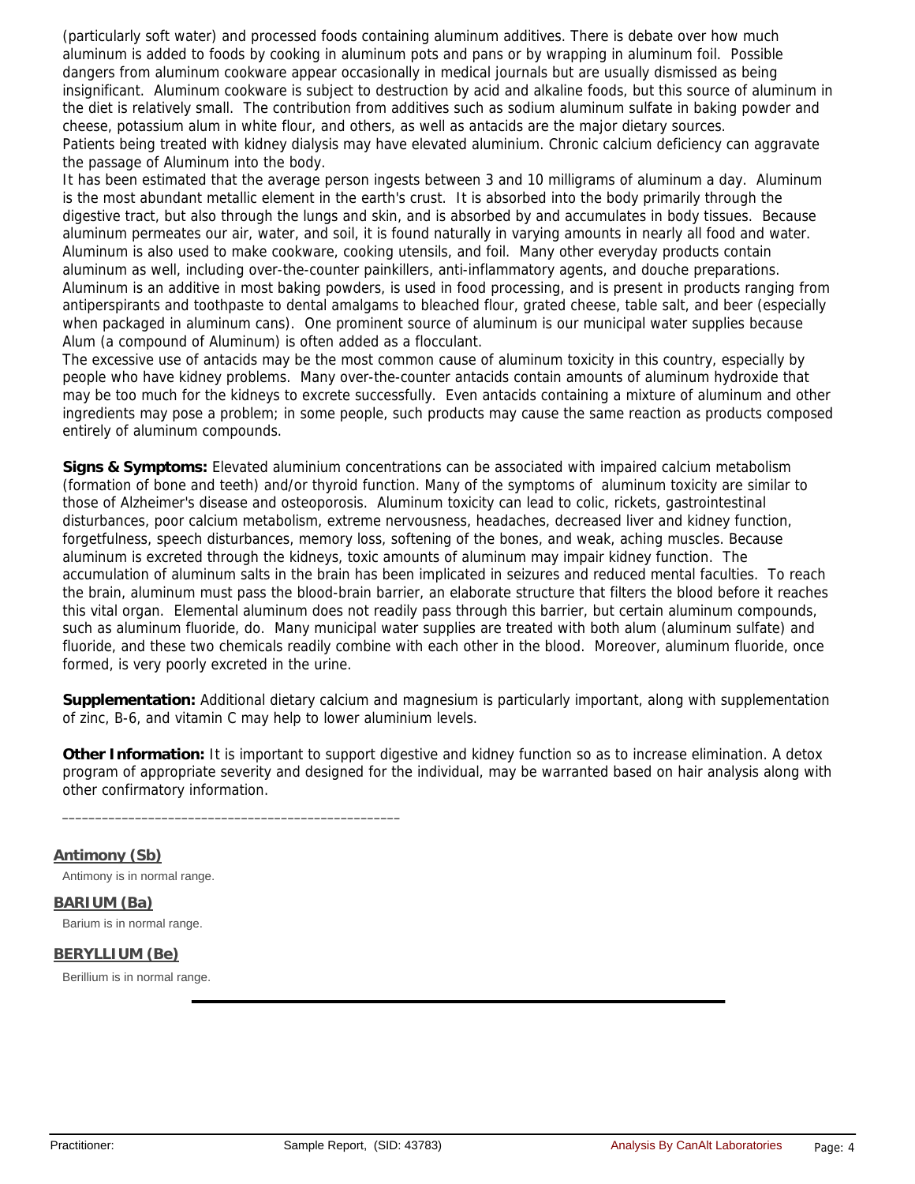(particularly soft water) and processed foods containing aluminum additives. There is debate over how much aluminum is added to foods by cooking in aluminum pots and pans or by wrapping in aluminum foil. Possible dangers from aluminum cookware appear occasionally in medical journals but are usually dismissed as being insignificant. Aluminum cookware is subject to destruction by acid and alkaline foods, but this source of aluminum in the diet is relatively small. The contribution from additives such as sodium aluminum sulfate in baking powder and cheese, potassium alum in white flour, and others, as well as antacids are the major dietary sources.
Patients being treated with kidney dialysis may have elevated aluminium. Chronic calcium deficiency can aggravate the passage of Aluminum into the body.
It has been estimated that the average person ingests between 3 and 10 milligrams of aluminum a day. Aluminum is the most abundant metallic element in the earth's crust. It is absorbed into the body primarily through the digestive tract, but also through the lungs and skin, and is absorbed by and accumulates in body tissues. Because aluminum permeates our air, water, and soil, it is found naturally in varying amounts in nearly all food and water. Aluminum is also used to make cookware, cooking utensils, and foil. Many other everyday products contain aluminum as well, including over-the-counter painkillers, anti-inflammatory agents, and douche preparations. Aluminum is an additive in most baking powders, is used in food processing, and is present in products ranging from antiperspirants and toothpaste to dental amalgams to bleached flour, grated cheese, table salt, and beer (especially when packaged in aluminum cans). One prominent source of aluminum is our municipal water supplies because Alum (a compound of Aluminum) is often added as a flocculant.
The excessive use of antacids may be the most common cause of aluminum toxicity in this country, especially by people who have kidney problems. Many over-the-counter antacids contain amounts of aluminum hydroxide that may be too much for the kidneys to excrete successfully. Even antacids containing a mixture of aluminum and other ingredients may pose a problem; in some people, such products may cause the same reaction as products composed entirely of aluminum compounds.

**Signs & Symptoms:** Elevated aluminium concentrations can be associated with impaired calcium metabolism (formation of bone and teeth) and/or thyroid function. Many of the symptoms of aluminum toxicity are similar to those of Alzheimer's disease and osteoporosis. Aluminum toxicity can lead to colic, rickets, gastrointestinal disturbances, poor calcium metabolism, extreme nervousness, headaches, decreased liver and kidney function, forgetfulness, speech disturbances, memory loss, softening of the bones, and weak, aching muscles. Because aluminum is excreted through the kidneys, toxic amounts of aluminum may impair kidney function. The accumulation of aluminum salts in the brain has been implicated in seizures and reduced mental faculties. To reach the brain, aluminum must pass the blood-brain barrier, an elaborate structure that filters the blood before it reaches this vital organ. Elemental aluminum does not readily pass through this barrier, but certain aluminum compounds, such as aluminum fluoride, do. Many municipal water supplies are treated with both alum (aluminum sulfate) and fluoride, and these two chemicals readily combine with each other in the blood. Moreover, aluminum fluoride, once formed, is very poorly excreted in the urine.

**Supplementation:** Additional dietary calcium and magnesium is particularly important, along with supplementation of zinc, B-6, and vitamin C may help to lower aluminium levels.

**Other Information:** It is important to support digestive and kidney function so as to increase elimination. A detox program of appropriate severity and designed for the individual, may be warranted based on hair analysis along with other confirmatory information.

---

## Antimony (Sb)

Antimony is in normal range.

## BARIUM (Ba)

Barium is in normal range.

## BERYLLIUM (Be)

Berillium is in normal range.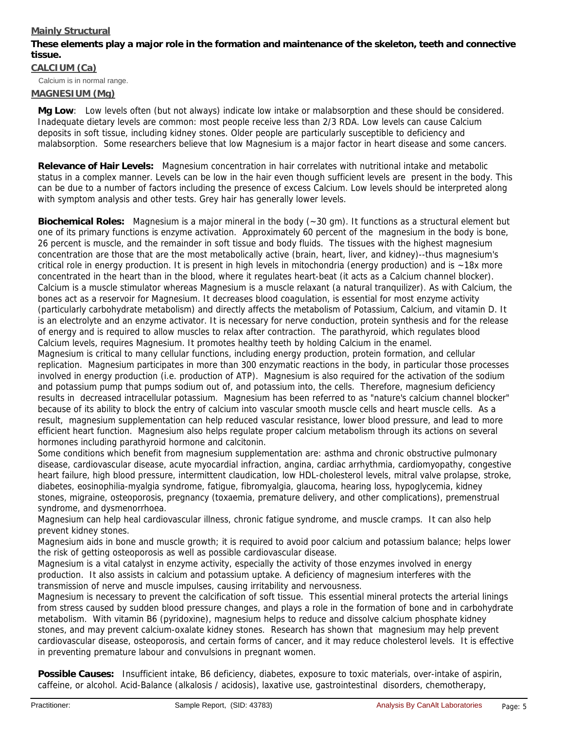## Mainly Structural

**These elements play a major role in the formation and maintenance of the skeleton, teeth and connective tissue.**

### CALCIUM (Ca)

Calcium is in normal range.

### MAGNESIUM (Mg)

**Mg Low**: Low levels often (but not always) indicate low intake or malabsorption and these should be considered. Inadequate dietary levels are common: most people receive less than 2/3 RDA. Low levels can cause Calcium deposits in soft tissue, including kidney stones. Older people are particularly susceptible to deficiency and malabsorption. Some researchers believe that low Magnesium is a major factor in heart disease and some cancers.

**Relevance of Hair Levels:** Magnesium concentration in hair correlates with nutritional intake and metabolic status in a complex manner. Levels can be low in the hair even though sufficient levels are present in the body. This can be due to a number of factors including the presence of excess Calcium. Low levels should be interpreted along with symptom analysis and other tests. Grey hair has generally lower levels.

**Biochemical Roles:** Magnesium is a major mineral in the body (~30 gm). It functions as a structural element but one of its primary functions is enzyme activation. Approximately 60 percent of the magnesium in the body is bone, 26 percent is muscle, and the remainder in soft tissue and body fluids. The tissues with the highest magnesium concentration are those that are the most metabolically active (brain, heart, liver, and kidney)--thus magnesium's critical role in energy production. It is present in high levels in mitochondria (energy production) and is ~18x more concentrated in the heart than in the blood, where it regulates heart-beat (it acts as a Calcium channel blocker). Calcium is a muscle stimulator whereas Magnesium is a muscle relaxant (a natural tranquilizer). As with Calcium, the bones act as a reservoir for Magnesium. It decreases blood coagulation, is essential for most enzyme activity (particularly carbohydrate metabolism) and directly affects the metabolism of Potassium, Calcium, and vitamin D. It is an electrolyte and an enzyme activator. It is necessary for nerve conduction, protein synthesis and for the release of energy and is required to allow muscles to relax after contraction. The parathyroid, which regulates blood Calcium levels, requires Magnesium. It promotes healthy teeth by holding Calcium in the enamel.
Magnesium is critical to many cellular functions, including energy production, protein formation, and cellular replication. Magnesium participates in more than 300 enzymatic reactions in the body, in particular those processes involved in energy production (i.e. production of ATP). Magnesium is also required for the activation of the sodium and potassium pump that pumps sodium out of, and potassium into, the cells. Therefore, magnesium deficiency results in decreased intracellular potassium. Magnesium has been referred to as "nature's calcium channel blocker" because of its ability to block the entry of calcium into vascular smooth muscle cells and heart muscle cells. As a result, magnesium supplementation can help reduced vascular resistance, lower blood pressure, and lead to more efficient heart function. Magnesium also helps regulate proper calcium metabolism through its actions on several hormones including parathyroid hormone and calcitonin.
Some conditions which benefit from magnesium supplementation are: asthma and chronic obstructive pulmonary disease, cardiovascular disease, acute myocardial infraction, angina, cardiac arrhythmia, cardiomyopathy, congestive heart failure, high blood pressure, intermittent claudication, low HDL-cholesterol levels, mitral valve prolapse, stroke, diabetes, eosinophilia-myalgia syndrome, fatigue, fibromyalgia, glaucoma, hearing loss, hypoglycemia, kidney stones, migraine, osteoporosis, pregnancy (toxaemia, premature delivery, and other complications), premenstrual syndrome, and dysmenorrhoea.
Magnesium can help heal cardiovascular illness, chronic fatigue syndrome, and muscle cramps. It can also help prevent kidney stones.
Magnesium aids in bone and muscle growth; it is required to avoid poor calcium and potassium balance; helps lower the risk of getting osteoporosis as well as possible cardiovascular disease.
Magnesium is a vital catalyst in enzyme activity, especially the activity of those enzymes involved in energy production. It also assists in calcium and potassium uptake. A deficiency of magnesium interferes with the transmission of nerve and muscle impulses, causing irritability and nervousness.
Magnesium is necessary to prevent the calcification of soft tissue. This essential mineral protects the arterial linings from stress caused by sudden blood pressure changes, and plays a role in the formation of bone and in carbohydrate metabolism. With vitamin B6 (pyridoxine), magnesium helps to reduce and dissolve calcium phosphate kidney stones, and may prevent calcium-oxalate kidney stones. Research has shown that magnesium may help prevent cardiovascular disease, osteoporosis, and certain forms of cancer, and it may reduce cholesterol levels. It is effective in preventing premature labour and convulsions in pregnant women.

**Possible Causes:** Insufficient intake, B6 deficiency, diabetes, exposure to toxic materials, over-intake of aspirin, caffeine, or alcohol. Acid-Balance (alkalosis / acidosis), laxative use, gastrointestinal disorders, chemotherapy,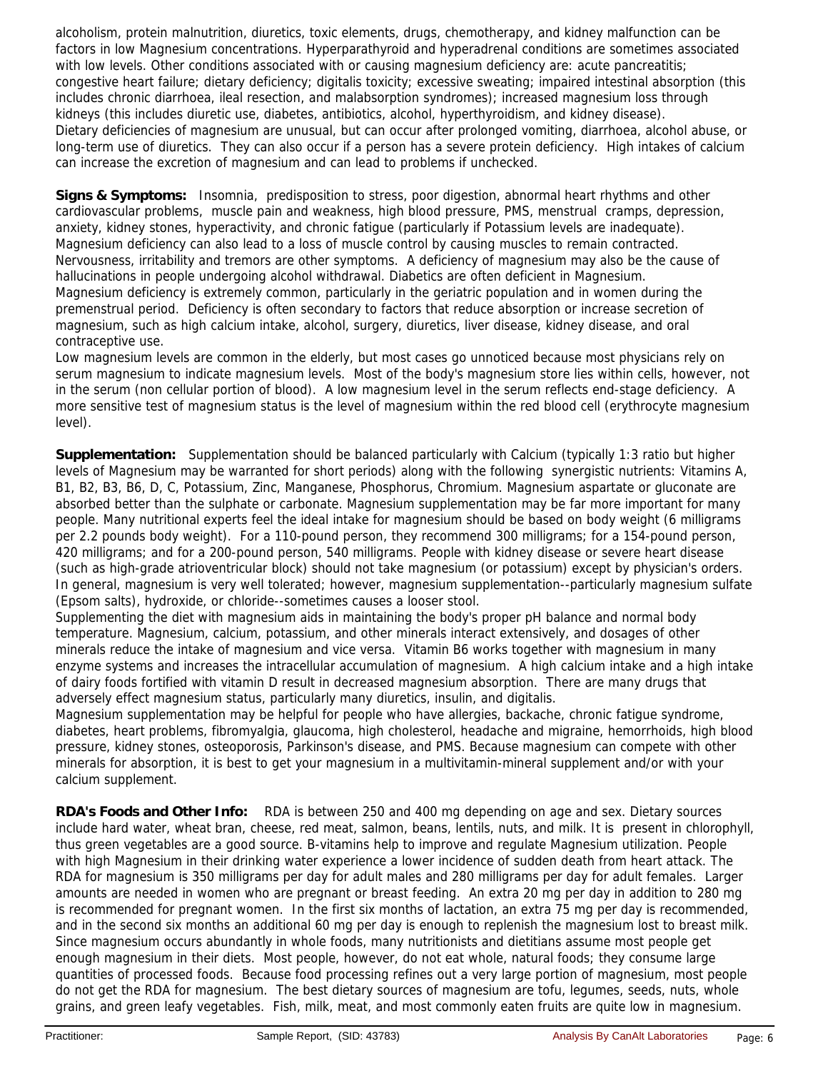alcoholism, protein malnutrition, diuretics, toxic elements, drugs, chemotherapy, and kidney malfunction can be factors in low Magnesium concentrations. Hyperparathyroid and hyperadrenal conditions are sometimes associated with low levels. Other conditions associated with or causing magnesium deficiency are: acute pancreatitis; congestive heart failure; dietary deficiency; digitalis toxicity; excessive sweating; impaired intestinal absorption (this includes chronic diarrhoea, ileal resection, and malabsorption syndromes); increased magnesium loss through kidneys (this includes diuretic use, diabetes, antibiotics, alcohol, hyperthyroidism, and kidney disease). Dietary deficiencies of magnesium are unusual, but can occur after prolonged vomiting, diarrhoea, alcohol abuse, or long-term use of diuretics. They can also occur if a person has a severe protein deficiency. High intakes of calcium can increase the excretion of magnesium and can lead to problems if unchecked.

**Signs & Symptoms:** Insomnia, predisposition to stress, poor digestion, abnormal heart rhythms and other cardiovascular problems, muscle pain and weakness, high blood pressure, PMS, menstrual cramps, depression, anxiety, kidney stones, hyperactivity, and chronic fatigue (particularly if Potassium levels are inadequate). Magnesium deficiency can also lead to a loss of muscle control by causing muscles to remain contracted. Nervousness, irritability and tremors are other symptoms. A deficiency of magnesium may also be the cause of hallucinations in people undergoing alcohol withdrawal. Diabetics are often deficient in Magnesium.
Magnesium deficiency is extremely common, particularly in the geriatric population and in women during the premenstrual period. Deficiency is often secondary to factors that reduce absorption or increase secretion of magnesium, such as high calcium intake, alcohol, surgery, diuretics, liver disease, kidney disease, and oral contraceptive use.
Low magnesium levels are common in the elderly, but most cases go unnoticed because most physicians rely on serum magnesium to indicate magnesium levels. Most of the body's magnesium store lies within cells, however, not in the serum (non cellular portion of blood). A low magnesium level in the serum reflects end-stage deficiency. A more sensitive test of magnesium status is the level of magnesium within the red blood cell (erythrocyte magnesium level).

**Supplementation:** Supplementation should be balanced particularly with Calcium (typically 1:3 ratio but higher levels of Magnesium may be warranted for short periods) along with the following synergistic nutrients: Vitamins A, B1, B2, B3, B6, D, C, Potassium, Zinc, Manganese, Phosphorus, Chromium. Magnesium aspartate or gluconate are absorbed better than the sulphate or carbonate. Magnesium supplementation may be far more important for many people. Many nutritional experts feel the ideal intake for magnesium should be based on body weight (6 milligrams per 2.2 pounds body weight). For a 110-pound person, they recommend 300 milligrams; for a 154-pound person, 420 milligrams; and for a 200-pound person, 540 milligrams. People with kidney disease or severe heart disease (such as high-grade atrioventricular block) should not take magnesium (or potassium) except by physician's orders. In general, magnesium is very well tolerated; however, magnesium supplementation--particularly magnesium sulfate (Epsom salts), hydroxide, or chloride--sometimes causes a looser stool.
Supplementing the diet with magnesium aids in maintaining the body's proper pH balance and normal body temperature. Magnesium, calcium, potassium, and other minerals interact extensively, and dosages of other minerals reduce the intake of magnesium and vice versa. Vitamin B6 works together with magnesium in many enzyme systems and increases the intracellular accumulation of magnesium. A high calcium intake and a high intake of dairy foods fortified with vitamin D result in decreased magnesium absorption. There are many drugs that adversely effect magnesium status, particularly many diuretics, insulin, and digitalis.
Magnesium supplementation may be helpful for people who have allergies, backache, chronic fatigue syndrome, diabetes, heart problems, fibromyalgia, glaucoma, high cholesterol, headache and migraine, hemorrhoids, high blood pressure, kidney stones, osteoporosis, Parkinson's disease, and PMS. Because magnesium can compete with other minerals for absorption, it is best to get your magnesium in a multivitamin-mineral supplement and/or with your calcium supplement.

**RDA's Foods and Other Info:** RDA is between 250 and 400 mg depending on age and sex. Dietary sources include hard water, wheat bran, cheese, red meat, salmon, beans, lentils, nuts, and milk. It is present in chlorophyll, thus green vegetables are a good source. B-vitamins help to improve and regulate Magnesium utilization. People with high Magnesium in their drinking water experience a lower incidence of sudden death from heart attack. The RDA for magnesium is 350 milligrams per day for adult males and 280 milligrams per day for adult females. Larger amounts are needed in women who are pregnant or breast feeding. An extra 20 mg per day in addition to 280 mg is recommended for pregnant women. In the first six months of lactation, an extra 75 mg per day is recommended, and in the second six months an additional 60 mg per day is enough to replenish the magnesium lost to breast milk. Since magnesium occurs abundantly in whole foods, many nutritionists and dietitians assume most people get enough magnesium in their diets. Most people, however, do not eat whole, natural foods; they consume large quantities of processed foods. Because food processing refines out a very large portion of magnesium, most people do not get the RDA for magnesium. The best dietary sources of magnesium are tofu, legumes, seeds, nuts, whole grains, and green leafy vegetables. Fish, milk, meat, and most commonly eaten fruits are quite low in magnesium.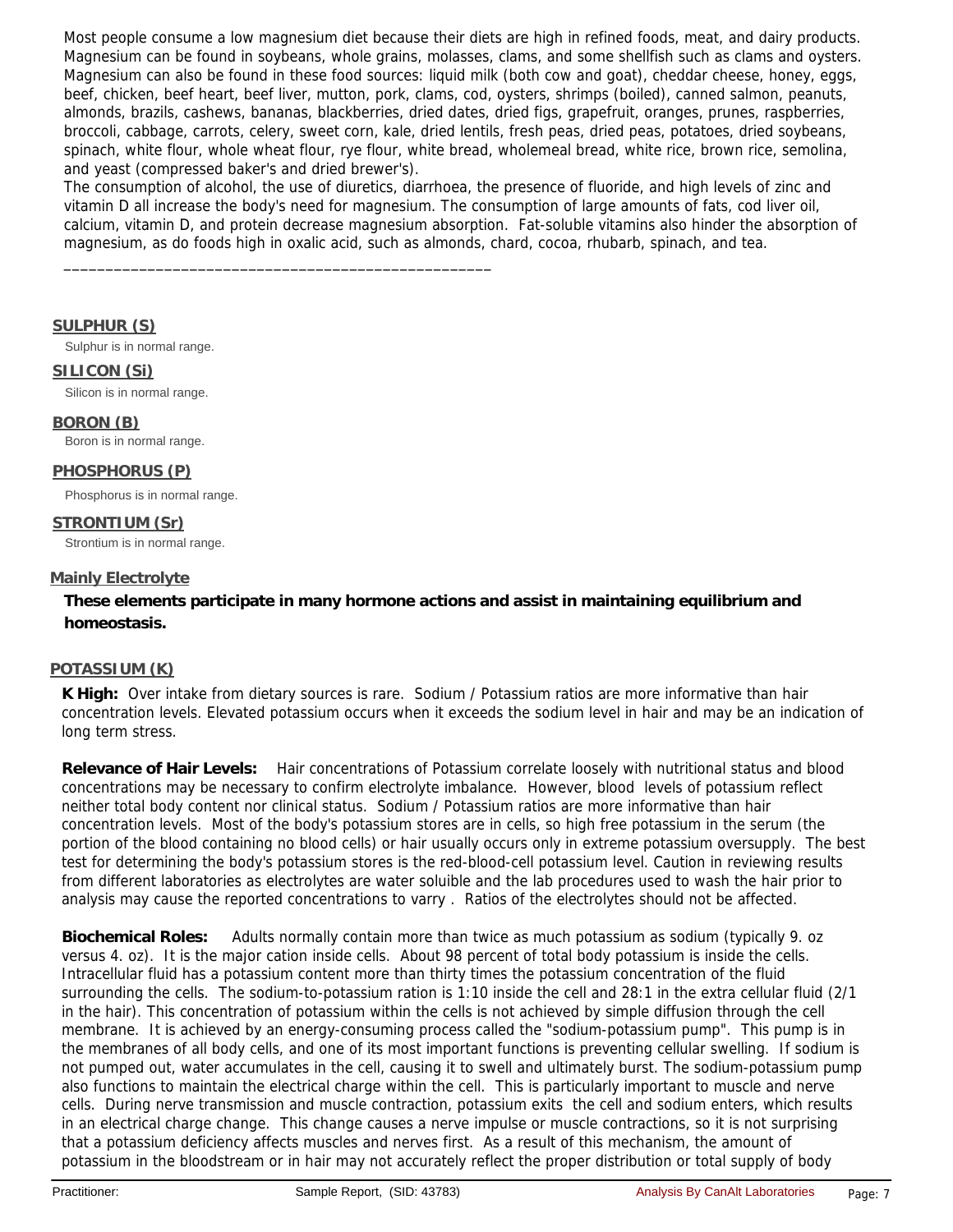Most people consume a low magnesium diet because their diets are high in refined foods, meat, and dairy products. Magnesium can be found in soybeans, whole grains, molasses, clams, and some shellfish such as clams and oysters. Magnesium can also be found in these food sources: liquid milk (both cow and goat), cheddar cheese, honey, eggs, beef, chicken, beef heart, beef liver, mutton, pork, clams, cod, oysters, shrimps (boiled), canned salmon, peanuts, almonds, brazils, cashews, bananas, blackberries, dried dates, dried figs, grapefruit, oranges, prunes, raspberries, broccoli, cabbage, carrots, celery, sweet corn, kale, dried lentils, fresh peas, dried peas, potatoes, dried soybeans, spinach, white flour, whole wheat flour, rye flour, white bread, wholemeal bread, white rice, brown rice, semolina, and yeast (compressed baker's and dried brewer's).

The consumption of alcohol, the use of diuretics, diarrhoea, the presence of fluoride, and high levels of zinc and vitamin D all increase the body's need for magnesium. The consumption of large amounts of fats, cod liver oil, calcium, vitamin D, and protein decrease magnesium absorption. Fat-soluble vitamins also hinder the absorption of magnesium, as do foods high in oxalic acid, such as almonds, chard, cocoa, rhubarb, spinach, and tea.

---

## SULPHUR (S)

Sulphur is in normal range.

## SILICON (Si)

Silicon is in normal range.

## BORON (B)

Boron is in normal range.

## PHOSPHORUS (P)

Phosphorus is in normal range.

## STRONTIUM (Sr)

Strontium is in normal range.

## Mainly Electrolyte

**These elements participate in many hormone actions and assist in maintaining equilibrium and homeostasis.**

## POTASSIUM (K)

**K High:** Over intake from dietary sources is rare. Sodium / Potassium ratios are more informative than hair concentration levels. Elevated potassium occurs when it exceeds the sodium level in hair and may be an indication of long term stress.

**Relevance of Hair Levels:** Hair concentrations of Potassium correlate loosely with nutritional status and blood concentrations may be necessary to confirm electrolyte imbalance. However, blood levels of potassium reflect neither total body content nor clinical status. Sodium / Potassium ratios are more informative than hair concentration levels. Most of the body's potassium stores are in cells, so high free potassium in the serum (the portion of the blood containing no blood cells) or hair usually occurs only in extreme potassium oversupply. The best test for determining the body's potassium stores is the red-blood-cell potassium level. Caution in reviewing results from different laboratories as electrolytes are water soluible and the lab procedures used to wash the hair prior to analysis may cause the reported concentrations to varry . Ratios of the electrolytes should not be affected.

**Biochemical Roles:** Adults normally contain more than twice as much potassium as sodium (typically 9. oz versus 4. oz). It is the major cation inside cells. About 98 percent of total body potassium is inside the cells. Intracellular fluid has a potassium content more than thirty times the potassium concentration of the fluid surrounding the cells. The sodium-to-potassium ration is 1:10 inside the cell and 28:1 in the extra cellular fluid (2/1 in the hair). This concentration of potassium within the cells is not achieved by simple diffusion through the cell membrane. It is achieved by an energy-consuming process called the "sodium-potassium pump". This pump is in the membranes of all body cells, and one of its most important functions is preventing cellular swelling. If sodium is not pumped out, water accumulates in the cell, causing it to swell and ultimately burst. The sodium-potassium pump also functions to maintain the electrical charge within the cell. This is particularly important to muscle and nerve cells. During nerve transmission and muscle contraction, potassium exits the cell and sodium enters, which results in an electrical charge change. This change causes a nerve impulse or muscle contractions, so it is not surprising that a potassium deficiency affects muscles and nerves first. As a result of this mechanism, the amount of potassium in the bloodstream or in hair may not accurately reflect the proper distribution or total supply of body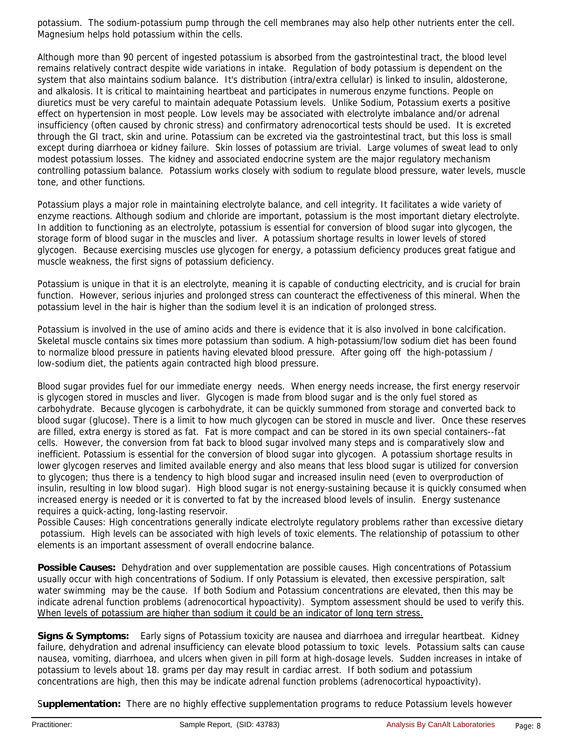potassium. The sodium-potassium pump through the cell membranes may also help other nutrients enter the cell. Magnesium helps hold potassium within the cells.

Although more than 90 percent of ingested potassium is absorbed from the gastrointestinal tract, the blood level remains relatively contract despite wide variations in intake. Regulation of body potassium is dependent on the system that also maintains sodium balance. It's distribution (intra/extra cellular) is linked to insulin, aldosterone, and alkalosis. It is critical to maintaining heartbeat and participates in numerous enzyme functions. People on diuretics must be very careful to maintain adequate Potassium levels. Unlike Sodium, Potassium exerts a positive effect on hypertension in most people. Low levels may be associated with electrolyte imbalance and/or adrenal insufficiency (often caused by chronic stress) and confirmatory adrenocortical tests should be used. It is excreted through the GI tract, skin and urine. Potassium can be excreted via the gastrointestinal tract, but this loss is small except during diarrhoea or kidney failure. Skin losses of potassium are trivial. Large volumes of sweat lead to only modest potassium losses. The kidney and associated endocrine system are the major regulatory mechanism controlling potassium balance. Potassium works closely with sodium to regulate blood pressure, water levels, muscle tone, and other functions.

Potassium plays a major role in maintaining electrolyte balance, and cell integrity. It facilitates a wide variety of enzyme reactions. Although sodium and chloride are important, potassium is the most important dietary electrolyte. In addition to functioning as an electrolyte, potassium is essential for conversion of blood sugar into glycogen, the storage form of blood sugar in the muscles and liver. A potassium shortage results in lower levels of stored glycogen. Because exercising muscles use glycogen for energy, a potassium deficiency produces great fatigue and muscle weakness, the first signs of potassium deficiency.

Potassium is unique in that it is an electrolyte, meaning it is capable of conducting electricity, and is crucial for brain function. However, serious injuries and prolonged stress can counteract the effectiveness of this mineral. When the potassium level in the hair is higher than the sodium level it is an indication of prolonged stress.

Potassium is involved in the use of amino acids and there is evidence that it is also involved in bone calcification. Skeletal muscle contains six times more potassium than sodium. A high-potassium/low sodium diet has been found to normalize blood pressure in patients having elevated blood pressure. After going off the high-potassium / low-sodium diet, the patients again contracted high blood pressure.

Blood sugar provides fuel for our immediate energy needs. When energy needs increase, the first energy reservoir is glycogen stored in muscles and liver. Glycogen is made from blood sugar and is the only fuel stored as carbohydrate. Because glycogen is carbohydrate, it can be quickly summoned from storage and converted back to blood sugar (glucose). There is a limit to how much glycogen can be stored in muscle and liver. Once these reserves are filled, extra energy is stored as fat. Fat is more compact and can be stored in its own special containers--fat cells. However, the conversion from fat back to blood sugar involved many steps and is comparatively slow and inefficient. Potassium is essential for the conversion of blood sugar into glycogen. A potassium shortage results in lower glycogen reserves and limited available energy and also means that less blood sugar is utilized for conversion to glycogen; thus there is a tendency to high blood sugar and increased insulin need (even to overproduction of insulin, resulting in low blood sugar). High blood sugar is not energy-sustaining because it is quickly consumed when increased energy is needed or it is converted to fat by the increased blood levels of insulin. Energy sustenance requires a quick-acting, long-lasting reservoir.
Possible Causes: High concentrations generally indicate electrolyte regulatory problems rather than excessive dietary potassium. High levels can be associated with high levels of toxic elements. The relationship of potassium to other elements is an important assessment of overall endocrine balance.

**Possible Causes:** Dehydration and over supplementation are possible causes. High concentrations of Potassium usually occur with high concentrations of Sodium. If only Potassium is elevated, then excessive perspiration, salt water swimming may be the cause. If both Sodium and Potassium concentrations are elevated, then this may be indicate adrenal function problems (adrenocortical hypoactivity). Symptom assessment should be used to verify this. <u>When levels of potassium are higher than sodium it could be an indicator of long tern stress.</u>

**Signs & Symptoms:** Early signs of Potassium toxicity are nausea and diarrhoea and irregular heartbeat. Kidney failure, dehydration and adrenal insufficiency can elevate blood potassium to toxic levels. Potassium salts can cause nausea, vomiting, diarrhoea, and ulcers when given in pill form at high-dosage levels. Sudden increases in intake of potassium to levels about 18. grams per day may result in cardiac arrest. If both sodium and potassium concentrations are high, then this may be indicate adrenal function problems (adrenocortical hypoactivity).

**Supplementation:** There are no highly effective supplementation programs to reduce Potassium levels however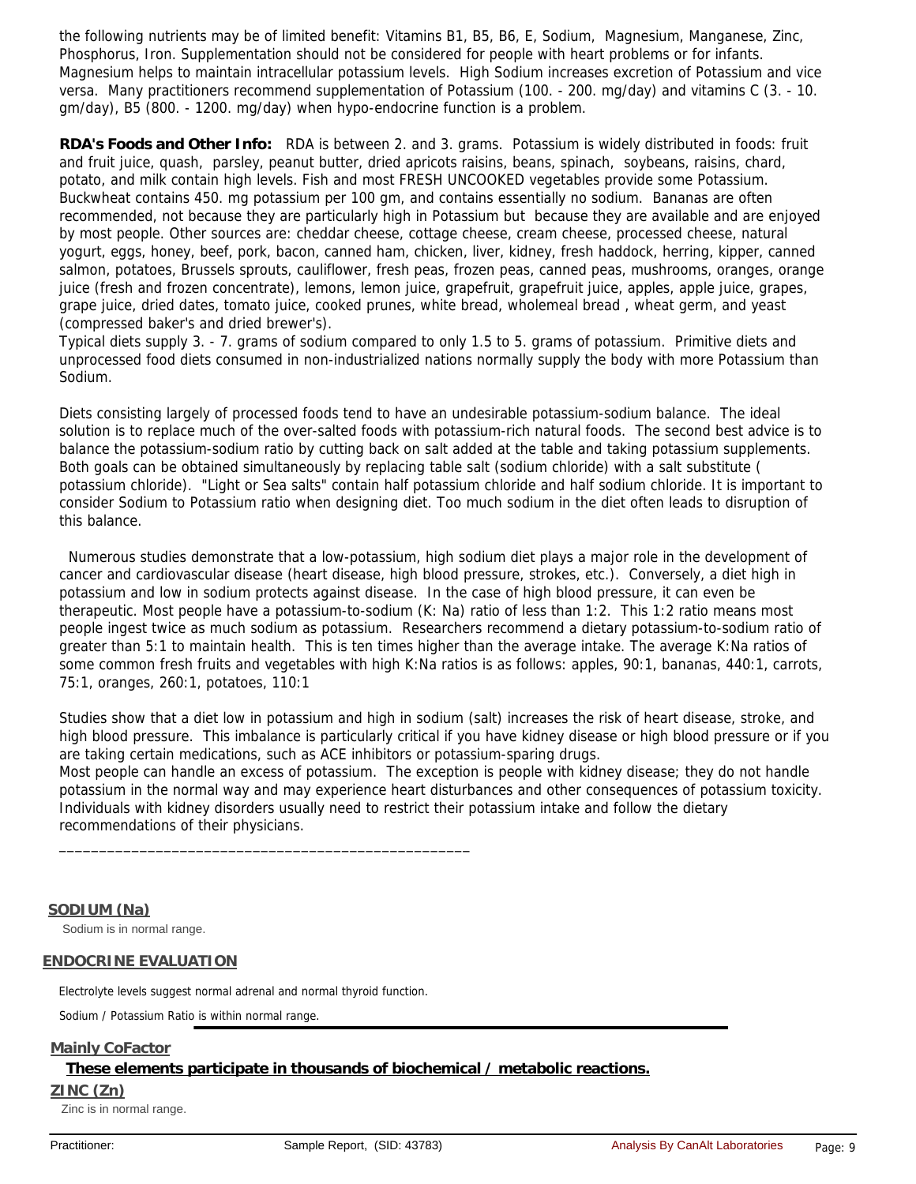the following nutrients may be of limited benefit: Vitamins B1, B5, B6, E, Sodium, Magnesium, Manganese, Zinc, Phosphorus, Iron. Supplementation should not be considered for people with heart problems or for infants. Magnesium helps to maintain intracellular potassium levels. High Sodium increases excretion of Potassium and vice versa. Many practitioners recommend supplementation of Potassium (100. - 200. mg/day) and vitamins C (3. - 10. gm/day), B5 (800. - 1200. mg/day) when hypo-endocrine function is a problem.

**RDA's Foods and Other Info:** RDA is between 2. and 3. grams. Potassium is widely distributed in foods: fruit and fruit juice, quash, parsley, peanut butter, dried apricots raisins, beans, spinach, soybeans, raisins, chard, potato, and milk contain high levels. Fish and most FRESH UNCOOKED vegetables provide some Potassium. Buckwheat contains 450. mg potassium per 100 gm, and contains essentially no sodium. Bananas are often recommended, not because they are particularly high in Potassium but because they are available and are enjoyed by most people. Other sources are: cheddar cheese, cottage cheese, cream cheese, processed cheese, natural yogurt, eggs, honey, beef, pork, bacon, canned ham, chicken, liver, kidney, fresh haddock, herring, kipper, canned salmon, potatoes, Brussels sprouts, cauliflower, fresh peas, frozen peas, canned peas, mushrooms, oranges, orange juice (fresh and frozen concentrate), lemons, lemon juice, grapefruit, grapefruit juice, apples, apple juice, grapes, grape juice, dried dates, tomato juice, cooked prunes, white bread, wholemeal bread , wheat germ, and yeast (compressed baker's and dried brewer's).
Typical diets supply 3. - 7. grams of sodium compared to only 1.5 to 5. grams of potassium. Primitive diets and unprocessed food diets consumed in non-industrialized nations normally supply the body with more Potassium than Sodium.

Diets consisting largely of processed foods tend to have an undesirable potassium-sodium balance. The ideal solution is to replace much of the over-salted foods with potassium-rich natural foods. The second best advice is to balance the potassium-sodium ratio by cutting back on salt added at the table and taking potassium supplements. Both goals can be obtained simultaneously by replacing table salt (sodium chloride) with a salt substitute ( potassium chloride). "Light or Sea salts" contain half potassium chloride and half sodium chloride. It is important to consider Sodium to Potassium ratio when designing diet. Too much sodium in the diet often leads to disruption of this balance.

Numerous studies demonstrate that a low-potassium, high sodium diet plays a major role in the development of cancer and cardiovascular disease (heart disease, high blood pressure, strokes, etc.). Conversely, a diet high in potassium and low in sodium protects against disease. In the case of high blood pressure, it can even be therapeutic. Most people have a potassium-to-sodium (K: Na) ratio of less than 1:2. This 1:2 ratio means most people ingest twice as much sodium as potassium. Researchers recommend a dietary potassium-to-sodium ratio of greater than 5:1 to maintain health. This is ten times higher than the average intake. The average K:Na ratios of some common fresh fruits and vegetables with high K:Na ratios is as follows: apples, 90:1, bananas, 440:1, carrots, 75:1, oranges, 260:1, potatoes, 110:1

Studies show that a diet low in potassium and high in sodium (salt) increases the risk of heart disease, stroke, and high blood pressure. This imbalance is particularly critical if you have kidney disease or high blood pressure or if you are taking certain medications, such as ACE inhibitors or potassium-sparing drugs.
Most people can handle an excess of potassium. The exception is people with kidney disease; they do not handle potassium in the normal way and may experience heart disturbances and other consequences of potassium toxicity. Individuals with kidney disorders usually need to restrict their potassium intake and follow the dietary recommendations of their physicians.

---

## SODIUM (Na)

Sodium is in normal range.

## ENDOCRINE EVALUATION

Electrolyte levels suggest normal adrenal and normal thyroid function.

Sodium / Potassium Ratio is within normal range.

---

## Mainly CoFactor

**These elements participate in thousands of biochemical / metabolic reactions.**

## ZINC (Zn)

Zinc is in normal range.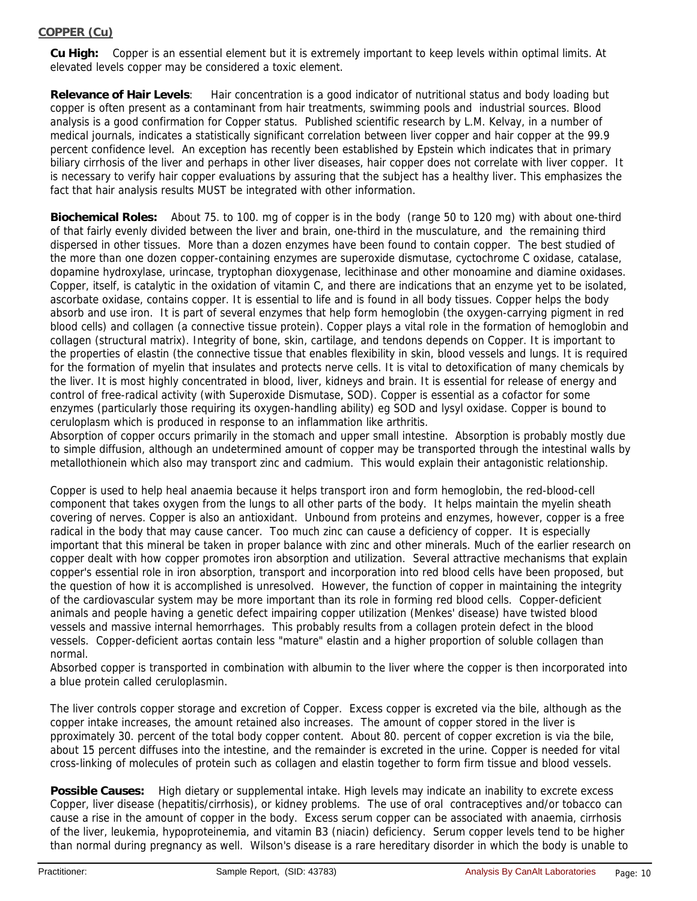## COPPER (Cu)

**Cu High:** Copper is an essential element but it is extremely important to keep levels within optimal limits. At elevated levels copper may be considered a toxic element.

**Relevance of Hair Levels**: Hair concentration is a good indicator of nutritional status and body loading but copper is often present as a contaminant from hair treatments, swimming pools and industrial sources. Blood analysis is a good confirmation for Copper status. Published scientific research by L.M. Kelvay, in a number of medical journals, indicates a statistically significant correlation between liver copper and hair copper at the 99.9 percent confidence level. An exception has recently been established by Epstein which indicates that in primary biliary cirrhosis of the liver and perhaps in other liver diseases, hair copper does not correlate with liver copper. It is necessary to verify hair copper evaluations by assuring that the subject has a healthy liver. This emphasizes the fact that hair analysis results MUST be integrated with other information.

**Biochemical Roles:** About 75. to 100. mg of copper is in the body (range 50 to 120 mg) with about one-third of that fairly evenly divided between the liver and brain, one-third in the musculature, and the remaining third dispersed in other tissues. More than a dozen enzymes have been found to contain copper. The best studied of the more than one dozen copper-containing enzymes are superoxide dismutase, cyctochrome C oxidase, catalase, dopamine hydroxylase, urincase, tryptophan dioxygenase, lecithinase and other monoamine and diamine oxidases. Copper, itself, is catalytic in the oxidation of vitamin C, and there are indications that an enzyme yet to be isolated, ascorbate oxidase, contains copper. It is essential to life and is found in all body tissues. Copper helps the body absorb and use iron. It is part of several enzymes that help form hemoglobin (the oxygen-carrying pigment in red blood cells) and collagen (a connective tissue protein). Copper plays a vital role in the formation of hemoglobin and collagen (structural matrix). Integrity of bone, skin, cartilage, and tendons depends on Copper. It is important to the properties of elastin (the connective tissue that enables flexibility in skin, blood vessels and lungs. It is required for the formation of myelin that insulates and protects nerve cells. It is vital to detoxification of many chemicals by the liver. It is most highly concentrated in blood, liver, kidneys and brain. It is essential for release of energy and control of free-radical activity (with Superoxide Dismutase, SOD). Copper is essential as a cofactor for some enzymes (particularly those requiring its oxygen-handling ability) eg SOD and lysyl oxidase. Copper is bound to ceruloplasm which is produced in response to an inflammation like arthritis.
Absorption of copper occurs primarily in the stomach and upper small intestine. Absorption is probably mostly due to simple diffusion, although an undetermined amount of copper may be transported through the intestinal walls by metallothionein which also may transport zinc and cadmium. This would explain their antagonistic relationship.

Copper is used to help heal anaemia because it helps transport iron and form hemoglobin, the red-blood-cell component that takes oxygen from the lungs to all other parts of the body. It helps maintain the myelin sheath covering of nerves. Copper is also an antioxidant. Unbound from proteins and enzymes, however, copper is a free radical in the body that may cause cancer. Too much zinc can cause a deficiency of copper. It is especially important that this mineral be taken in proper balance with zinc and other minerals. Much of the earlier research on copper dealt with how copper promotes iron absorption and utilization. Several attractive mechanisms that explain copper's essential role in iron absorption, transport and incorporation into red blood cells have been proposed, but the question of how it is accomplished is unresolved. However, the function of copper in maintaining the integrity of the cardiovascular system may be more important than its role in forming red blood cells. Copper-deficient animals and people having a genetic defect impairing copper utilization (Menkes' disease) have twisted blood vessels and massive internal hemorrhages. This probably results from a collagen protein defect in the blood vessels. Copper-deficient aortas contain less "mature" elastin and a higher proportion of soluble collagen than normal.
Absorbed copper is transported in combination with albumin to the liver where the copper is then incorporated into a blue protein called ceruloplasmin.

The liver controls copper storage and excretion of Copper. Excess copper is excreted via the bile, although as the copper intake increases, the amount retained also increases. The amount of copper stored in the liver is pproximately 30. percent of the total body copper content. About 80. percent of copper excretion is via the bile, about 15 percent diffuses into the intestine, and the remainder is excreted in the urine. Copper is needed for vital cross-linking of molecules of protein such as collagen and elastin together to form firm tissue and blood vessels.

**Possible Causes:** High dietary or supplemental intake. High levels may indicate an inability to excrete excess Copper, liver disease (hepatitis/cirrhosis), or kidney problems. The use of oral contraceptives and/or tobacco can cause a rise in the amount of copper in the body. Excess serum copper can be associated with anaemia, cirrhosis of the liver, leukemia, hypoproteinemia, and vitamin B3 (niacin) deficiency. Serum copper levels tend to be higher than normal during pregnancy as well. Wilson's disease is a rare hereditary disorder in which the body is unable to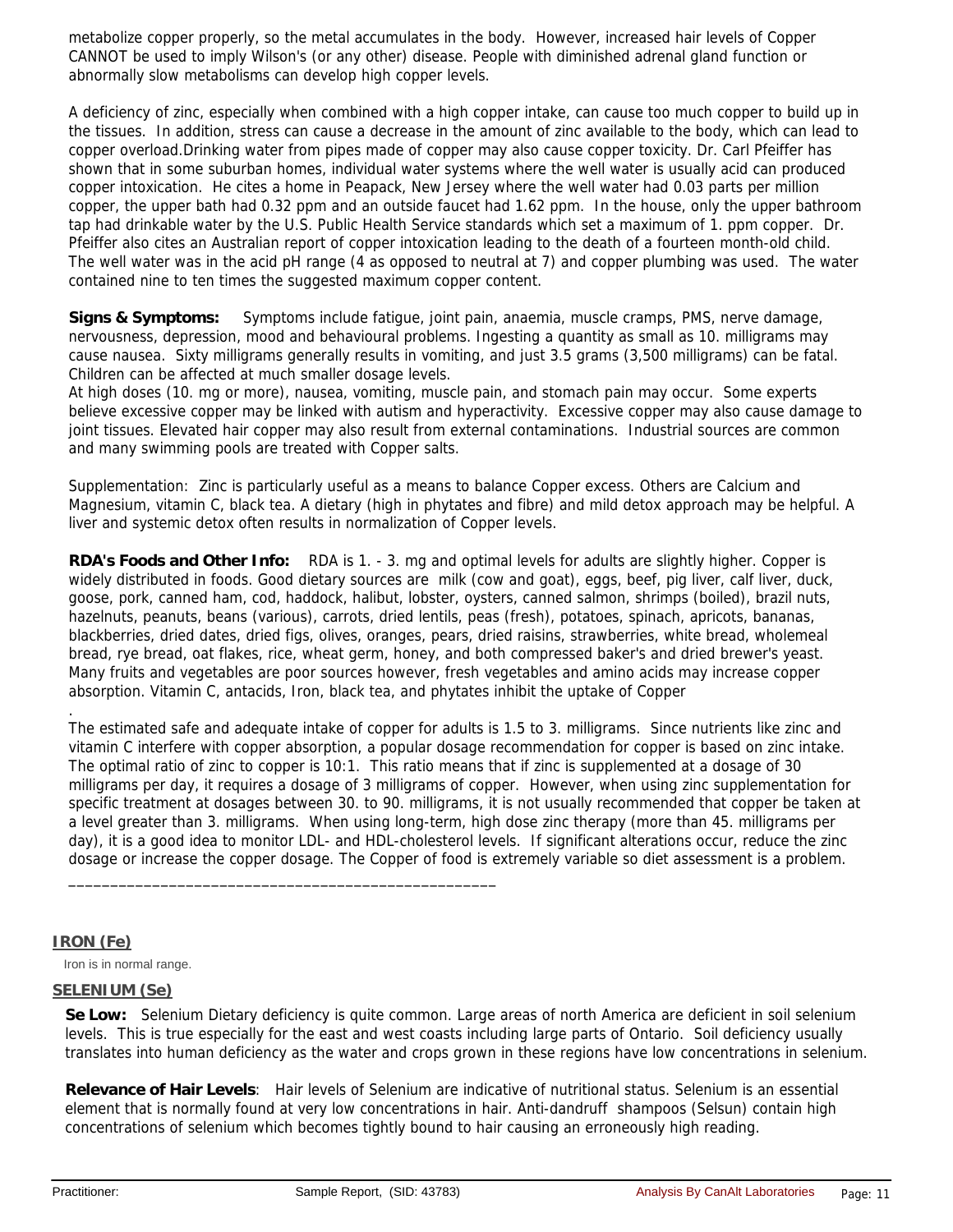metabolize copper properly, so the metal accumulates in the body. However, increased hair levels of Copper CANNOT be used to imply Wilson's (or any other) disease. People with diminished adrenal gland function or abnormally slow metabolisms can develop high copper levels.

A deficiency of zinc, especially when combined with a high copper intake, can cause too much copper to build up in the tissues. In addition, stress can cause a decrease in the amount of zinc available to the body, which can lead to copper overload.Drinking water from pipes made of copper may also cause copper toxicity. Dr. Carl Pfeiffer has shown that in some suburban homes, individual water systems where the well water is usually acid can produced copper intoxication. He cites a home in Peapack, New Jersey where the well water had 0.03 parts per million copper, the upper bath had 0.32 ppm and an outside faucet had 1.62 ppm. In the house, only the upper bathroom tap had drinkable water by the U.S. Public Health Service standards which set a maximum of 1. ppm copper. Dr. Pfeiffer also cites an Australian report of copper intoxication leading to the death of a fourteen month-old child. The well water was in the acid pH range (4 as opposed to neutral at 7) and copper plumbing was used. The water contained nine to ten times the suggested maximum copper content.

**Signs & Symptoms:** Symptoms include fatigue, joint pain, anaemia, muscle cramps, PMS, nerve damage, nervousness, depression, mood and behavioural problems. Ingesting a quantity as small as 10. milligrams may cause nausea. Sixty milligrams generally results in vomiting, and just 3.5 grams (3,500 milligrams) can be fatal. Children can be affected at much smaller dosage levels.
At high doses (10. mg or more), nausea, vomiting, muscle pain, and stomach pain may occur. Some experts believe excessive copper may be linked with autism and hyperactivity. Excessive copper may also cause damage to joint tissues. Elevated hair copper may also result from external contaminations. Industrial sources are common and many swimming pools are treated with Copper salts.

Supplementation: Zinc is particularly useful as a means to balance Copper excess. Others are Calcium and Magnesium, vitamin C, black tea. A dietary (high in phytates and fibre) and mild detox approach may be helpful. A liver and systemic detox often results in normalization of Copper levels.

**RDA's Foods and Other Info:** RDA is 1. - 3. mg and optimal levels for adults are slightly higher. Copper is widely distributed in foods. Good dietary sources are milk (cow and goat), eggs, beef, pig liver, calf liver, duck, goose, pork, canned ham, cod, haddock, halibut, lobster, oysters, canned salmon, shrimps (boiled), brazil nuts, hazelnuts, peanuts, beans (various), carrots, dried lentils, peas (fresh), potatoes, spinach, apricots, bananas, blackberries, dried dates, dried figs, olives, oranges, pears, dried raisins, strawberries, white bread, wholemeal bread, rye bread, oat flakes, rice, wheat germ, honey, and both compressed baker's and dried brewer's yeast. Many fruits and vegetables are poor sources however, fresh vegetables and amino acids may increase copper absorption. Vitamin C, antacids, Iron, black tea, and phytates inhibit the uptake of Copper
.
The estimated safe and adequate intake of copper for adults is 1.5 to 3. milligrams. Since nutrients like zinc and vitamin C interfere with copper absorption, a popular dosage recommendation for copper is based on zinc intake. The optimal ratio of zinc to copper is 10:1. This ratio means that if zinc is supplemented at a dosage of 30 milligrams per day, it requires a dosage of 3 milligrams of copper. However, when using zinc supplementation for specific treatment at dosages between 30. to 90. milligrams, it is not usually recommended that copper be taken at a level greater than 3. milligrams. When using long-term, high dose zinc therapy (more than 45. milligrams per day), it is a good idea to monitor LDL- and HDL-cholesterol levels. If significant alterations occur, reduce the zinc dosage or increase the copper dosage. The Copper of food is extremely variable so diet assessment is a problem.

___________________________________________________

## IRON (Fe)

Iron is in normal range.

## SELENIUM (Se)

**Se Low:** Selenium Dietary deficiency is quite common. Large areas of north America are deficient in soil selenium levels. This is true especially for the east and west coasts including large parts of Ontario. Soil deficiency usually translates into human deficiency as the water and crops grown in these regions have low concentrations in selenium.

**Relevance of Hair Levels**: Hair levels of Selenium are indicative of nutritional status. Selenium is an essential element that is normally found at very low concentrations in hair. Anti-dandruff shampoos (Selsun) contain high concentrations of selenium which becomes tightly bound to hair causing an erroneously high reading.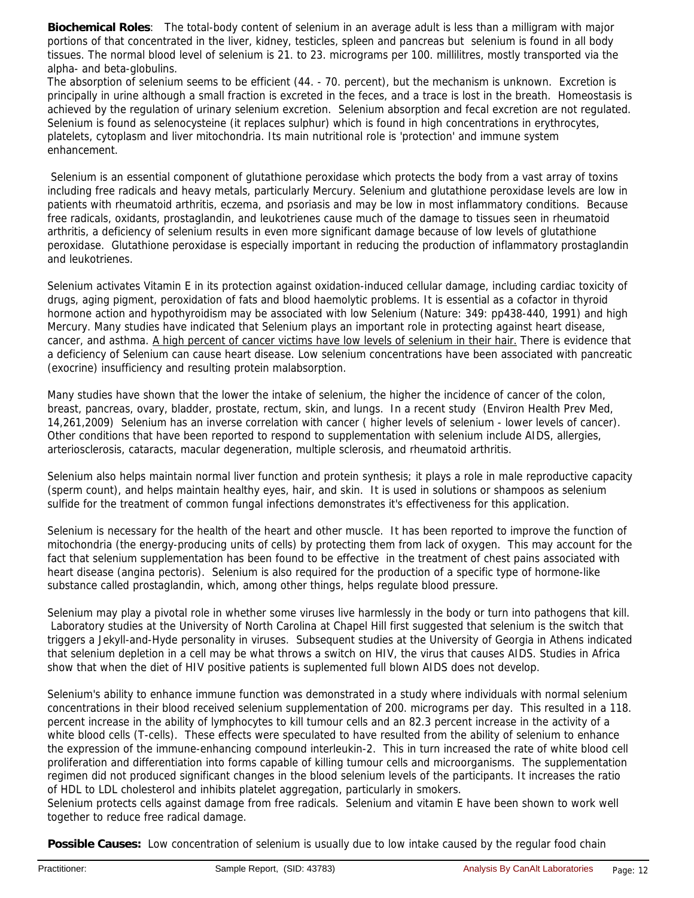**Biochemical Roles**: The total-body content of selenium in an average adult is less than a milligram with major portions of that concentrated in the liver, kidney, testicles, spleen and pancreas but selenium is found in all body tissues. The normal blood level of selenium is 21. to 23. micrograms per 100. millilitres, mostly transported via the alpha- and beta-globulins.
The absorption of selenium seems to be efficient (44. - 70. percent), but the mechanism is unknown. Excretion is principally in urine although a small fraction is excreted in the feces, and a trace is lost in the breath. Homeostasis is achieved by the regulation of urinary selenium excretion. Selenium absorption and fecal excretion are not regulated. Selenium is found as selenocysteine (it replaces sulphur) which is found in high concentrations in erythrocytes, platelets, cytoplasm and liver mitochondria. Its main nutritional role is 'protection' and immune system enhancement.

Selenium is an essential component of glutathione peroxidase which protects the body from a vast array of toxins including free radicals and heavy metals, particularly Mercury. Selenium and glutathione peroxidase levels are low in patients with rheumatoid arthritis, eczema, and psoriasis and may be low in most inflammatory conditions. Because free radicals, oxidants, prostaglandin, and leukotrienes cause much of the damage to tissues seen in rheumatoid arthritis, a deficiency of selenium results in even more significant damage because of low levels of glutathione peroxidase. Glutathione peroxidase is especially important in reducing the production of inflammatory prostaglandin and leukotrienes.

Selenium activates Vitamin E in its protection against oxidation-induced cellular damage, including cardiac toxicity of drugs, aging pigment, peroxidation of fats and blood haemolytic problems. It is essential as a cofactor in thyroid hormone action and hypothyroidism may be associated with low Selenium (Nature: 349: pp438-440, 1991) and high Mercury. Many studies have indicated that Selenium plays an important role in protecting against heart disease, cancer, and asthma. A high percent of cancer victims have low levels of selenium in their hair. There is evidence that a deficiency of Selenium can cause heart disease. Low selenium concentrations have been associated with pancreatic (exocrine) insufficiency and resulting protein malabsorption.

Many studies have shown that the lower the intake of selenium, the higher the incidence of cancer of the colon, breast, pancreas, ovary, bladder, prostate, rectum, skin, and lungs. In a recent study (Environ Health Prev Med, 14,261,2009) Selenium has an inverse correlation with cancer ( higher levels of selenium - lower levels of cancer). Other conditions that have been reported to respond to supplementation with selenium include AIDS, allergies, arteriosclerosis, cataracts, macular degeneration, multiple sclerosis, and rheumatoid arthritis.

Selenium also helps maintain normal liver function and protein synthesis; it plays a role in male reproductive capacity (sperm count), and helps maintain healthy eyes, hair, and skin. It is used in solutions or shampoos as selenium sulfide for the treatment of common fungal infections demonstrates it's effectiveness for this application.

Selenium is necessary for the health of the heart and other muscle. It has been reported to improve the function of mitochondria (the energy-producing units of cells) by protecting them from lack of oxygen. This may account for the fact that selenium supplementation has been found to be effective in the treatment of chest pains associated with heart disease (angina pectoris). Selenium is also required for the production of a specific type of hormone-like substance called prostaglandin, which, among other things, helps regulate blood pressure.

Selenium may play a pivotal role in whether some viruses live harmlessly in the body or turn into pathogens that kill. Laboratory studies at the University of North Carolina at Chapel Hill first suggested that selenium is the switch that triggers a Jekyll-and-Hyde personality in viruses. Subsequent studies at the University of Georgia in Athens indicated that selenium depletion in a cell may be what throws a switch on HIV, the virus that causes AIDS. Studies in Africa show that when the diet of HIV positive patients is suplemented full blown AIDS does not develop.

Selenium's ability to enhance immune function was demonstrated in a study where individuals with normal selenium concentrations in their blood received selenium supplementation of 200. micrograms per day. This resulted in a 118. percent increase in the ability of lymphocytes to kill tumour cells and an 82.3 percent increase in the activity of a white blood cells (T-cells). These effects were speculated to have resulted from the ability of selenium to enhance the expression of the immune-enhancing compound interleukin-2. This in turn increased the rate of white blood cell proliferation and differentiation into forms capable of killing tumour cells and microorganisms. The supplementation regimen did not produced significant changes in the blood selenium levels of the participants. It increases the ratio of HDL to LDL cholesterol and inhibits platelet aggregation, particularly in smokers.
Selenium protects cells against damage from free radicals. Selenium and vitamin E have been shown to work well together to reduce free radical damage.

**Possible Causes:** Low concentration of selenium is usually due to low intake caused by the regular food chain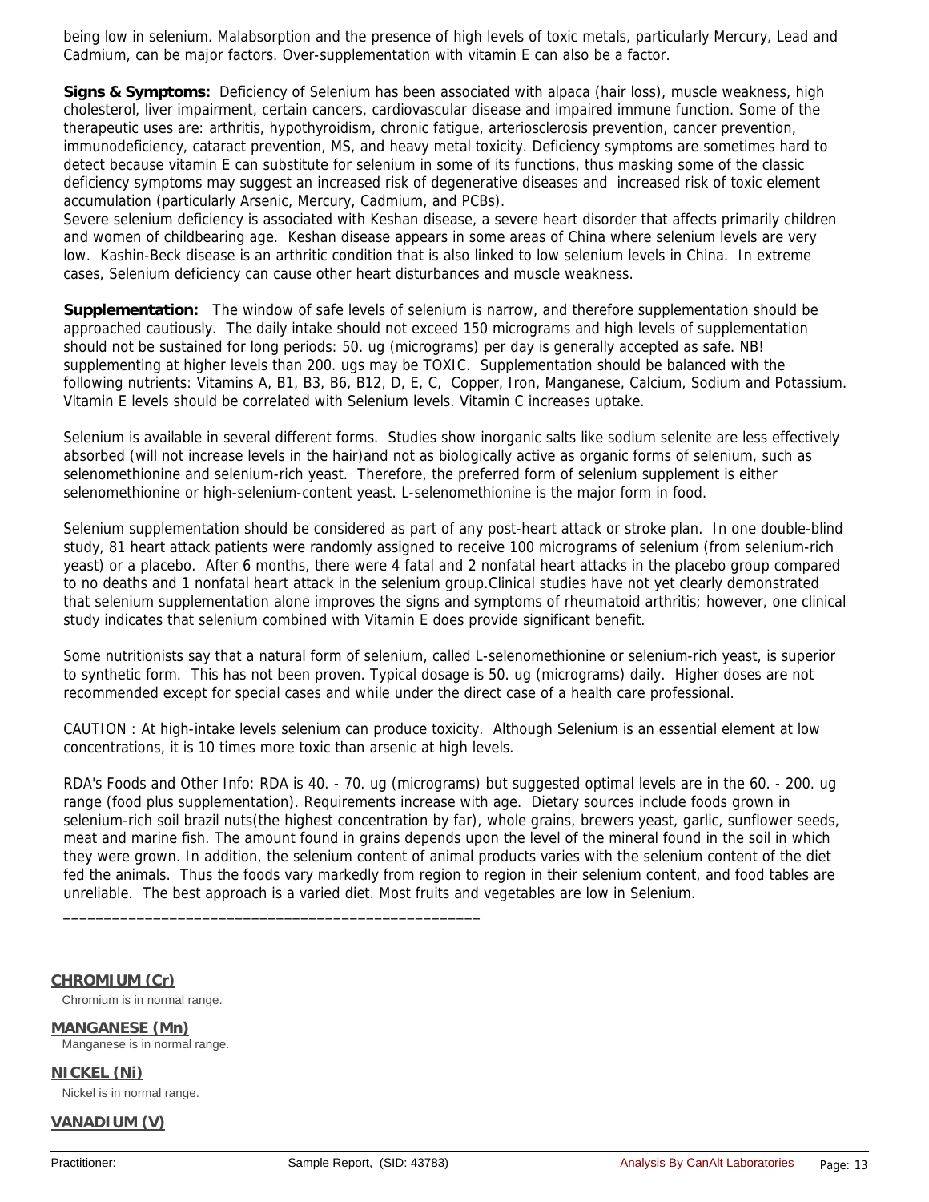being low in selenium. Malabsorption and the presence of high levels of toxic metals, particularly Mercury, Lead and Cadmium, can be major factors. Over-supplementation with vitamin E can also be a factor.

**Signs & Symptoms:** Deficiency of Selenium has been associated with alpaca (hair loss), muscle weakness, high cholesterol, liver impairment, certain cancers, cardiovascular disease and impaired immune function. Some of the therapeutic uses are: arthritis, hypothyroidism, chronic fatigue, arteriosclerosis prevention, cancer prevention, immunodeficiency, cataract prevention, MS, and heavy metal toxicity. Deficiency symptoms are sometimes hard to detect because vitamin E can substitute for selenium in some of its functions, thus masking some of the classic deficiency symptoms may suggest an increased risk of degenerative diseases and increased risk of toxic element accumulation (particularly Arsenic, Mercury, Cadmium, and PCBs).
Severe selenium deficiency is associated with Keshan disease, a severe heart disorder that affects primarily children and women of childbearing age. Keshan disease appears in some areas of China where selenium levels are very low. Kashin-Beck disease is an arthritic condition that is also linked to low selenium levels in China. In extreme cases, Selenium deficiency can cause other heart disturbances and muscle weakness.

**Supplementation:** The window of safe levels of selenium is narrow, and therefore supplementation should be approached cautiously. The daily intake should not exceed 150 micrograms and high levels of supplementation should not be sustained for long periods: 50. ug (micrograms) per day is generally accepted as safe. NB! supplementing at higher levels than 200. ugs may be TOXIC. Supplementation should be balanced with the following nutrients: Vitamins A, B1, B3, B6, B12, D, E, C, Copper, Iron, Manganese, Calcium, Sodium and Potassium. Vitamin E levels should be correlated with Selenium levels. Vitamin C increases uptake.

Selenium is available in several different forms. Studies show inorganic salts like sodium selenite are less effectively absorbed (will not increase levels in the hair)and not as biologically active as organic forms of selenium, such as selenomethionine and selenium-rich yeast. Therefore, the preferred form of selenium supplement is either selenomethionine or high-selenium-content yeast. L-selenomethionine is the major form in food.

Selenium supplementation should be considered as part of any post-heart attack or stroke plan. In one double-blind study, 81 heart attack patients were randomly assigned to receive 100 micrograms of selenium (from selenium-rich yeast) or a placebo. After 6 months, there were 4 fatal and 2 nonfatal heart attacks in the placebo group compared to no deaths and 1 nonfatal heart attack in the selenium group.Clinical studies have not yet clearly demonstrated that selenium supplementation alone improves the signs and symptoms of rheumatoid arthritis; however, one clinical study indicates that selenium combined with Vitamin E does provide significant benefit.

Some nutritionists say that a natural form of selenium, called L-selenomethionine or selenium-rich yeast, is superior to synthetic form. This has not been proven. Typical dosage is 50. ug (micrograms) daily. Higher doses are not recommended except for special cases and while under the direct case of a health care professional.

CAUTION : At high-intake levels selenium can produce toxicity. Although Selenium is an essential element at low concentrations, it is 10 times more toxic than arsenic at high levels.

RDA's Foods and Other Info: RDA is 40. - 70. ug (micrograms) but suggested optimal levels are in the 60. - 200. ug range (food plus supplementation). Requirements increase with age. Dietary sources include foods grown in selenium-rich soil brazil nuts(the highest concentration by far), whole grains, brewers yeast, garlic, sunflower seeds, meat and marine fish. The amount found in grains depends upon the level of the mineral found in the soil in which they were grown. In addition, the selenium content of animal products varies with the selenium content of the diet fed the animals. Thus the foods vary markedly from region to region in their selenium content, and food tables are unreliable. The best approach is a varied diet. Most fruits and vegetables are low in Selenium.

---

## CHROMIUM (Cr)

Chromium is in normal range.

## MANGANESE (Mn)

Manganese is in normal range.

## NICKEL (Ni)

Nickel is in normal range.

## VANADIUM (V)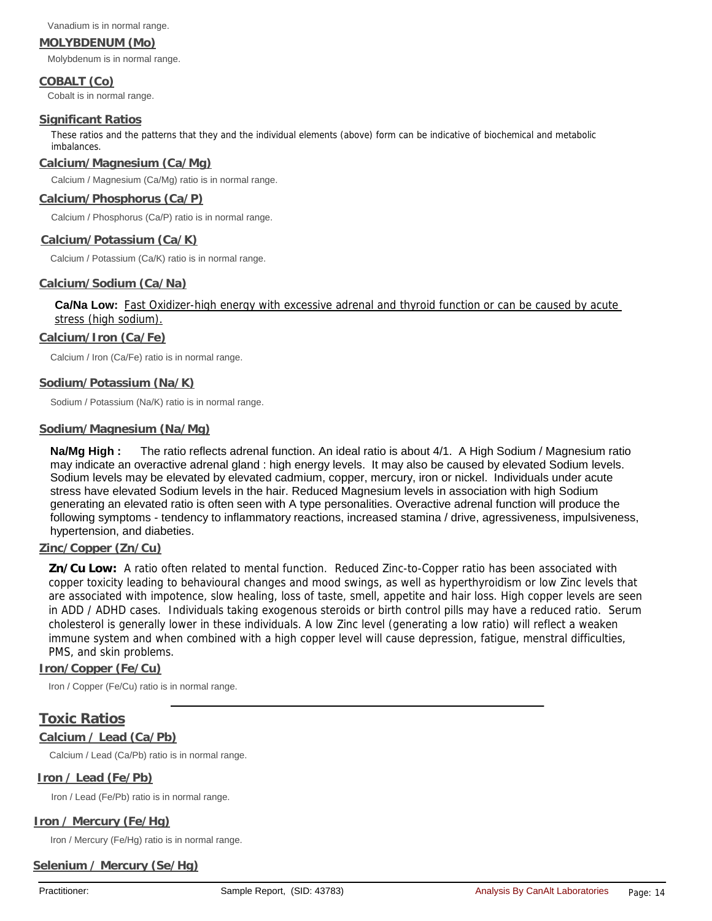Vanadium is in normal range.

### MOLYBDENUM (Mo)

Molybdenum is in normal range.

### COBALT (Co)

Cobalt is in normal range.

### Significant Ratios

These ratios and the patterns that they and the individual elements (above) form can be indicative of biochemical and metabolic imbalances.

### Calcium/Magnesium (Ca/Mg)

Calcium / Magnesium (Ca/Mg) ratio is in normal range.

### Calcium/Phosphorus (Ca/P)

Calcium / Phosphorus (Ca/P) ratio is in normal range.

### Calcium/Potassium (Ca/K)

Calcium / Potassium (Ca/K) ratio is in normal range.

### Calcium/Sodium (Ca/Na)

**Ca/Na Low:** Fast Oxidizer-high energy with excessive adrenal and thyroid function or can be caused by acute stress (high sodium).

### Calcium/Iron (Ca/Fe)

Calcium / Iron (Ca/Fe) ratio is in normal range.

### Sodium/Potassium (Na/K)

Sodium / Potassium (Na/K) ratio is in normal range.

### Sodium/Magnesium (Na/Mg)

**Na/Mg High :** The ratio reflects adrenal function. An ideal ratio is about 4/1. A High Sodium / Magnesium ratio may indicate an overactive adrenal gland : high energy levels. It may also be caused by elevated Sodium levels. Sodium levels may be elevated by elevated cadmium, copper, mercury, iron or nickel. Individuals under acute stress have elevated Sodium levels in the hair. Reduced Magnesium levels in association with high Sodium generating an elevated ratio is often seen with A type personalities. Overactive adrenal function will produce the following symptoms - tendency to inflammatory reactions, increased stamina / drive, agressiveness, impulsiveness, hypertension, and diabeties.

### Zinc/Copper (Zn/Cu)

**Zn/Cu Low:** A ratio often related to mental function. Reduced Zinc-to-Copper ratio has been associated with copper toxicity leading to behavioural changes and mood swings, as well as hyperthyroidism or low Zinc levels that are associated with impotence, slow healing, loss of taste, smell, appetite and hair loss. High copper levels are seen in ADD / ADHD cases. Individuals taking exogenous steroids or birth control pills may have a reduced ratio. Serum cholesterol is generally lower in these individuals. A low Zinc level (generating a low ratio) will reflect a weaken immune system and when combined with a high copper level will cause depression, fatigue, menstral difficulties, PMS, and skin problems.

### Iron/Copper (Fe/Cu)

Iron / Copper (Fe/Cu) ratio is in normal range.

## Toxic Ratios

### Calcium / Lead (Ca/Pb)

Calcium / Lead (Ca/Pb) ratio is in normal range.

### Iron / Lead (Fe/Pb)

Iron / Lead (Fe/Pb) ratio is in normal range.

### Iron / Mercury (Fe/Hg)

Iron / Mercury (Fe/Hg) ratio is in normal range.

### Selenium / Mercury (Se/Hg)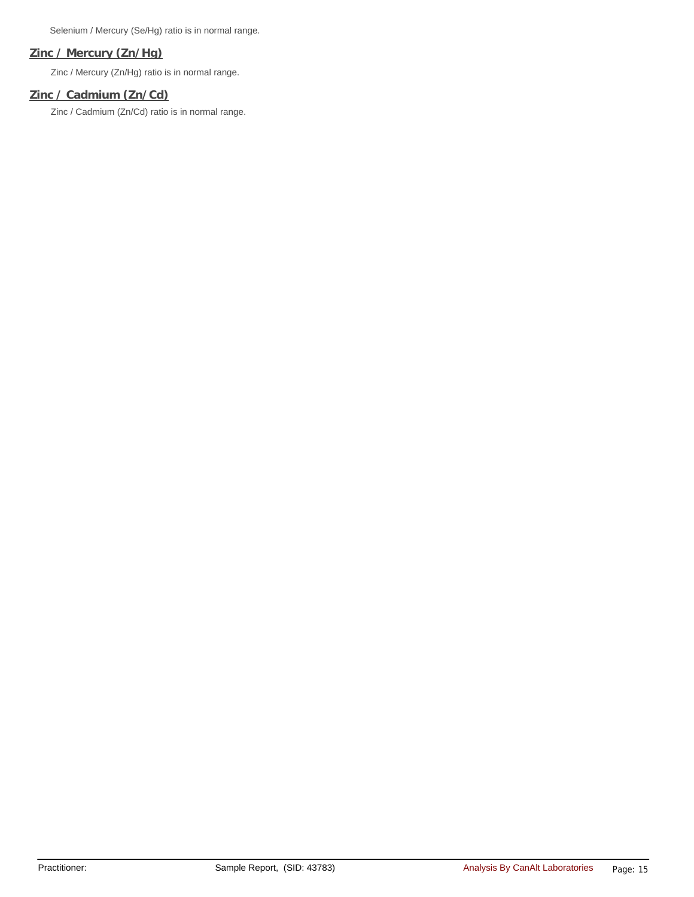Selenium / Mercury (Se/Hg) ratio is in normal range.

## Zinc / Mercury (Zn/Hg)

Zinc / Mercury (Zn/Hg) ratio is in normal range.

## Zinc / Cadmium (Zn/Cd)

Zinc / Cadmium (Zn/Cd) ratio is in normal range.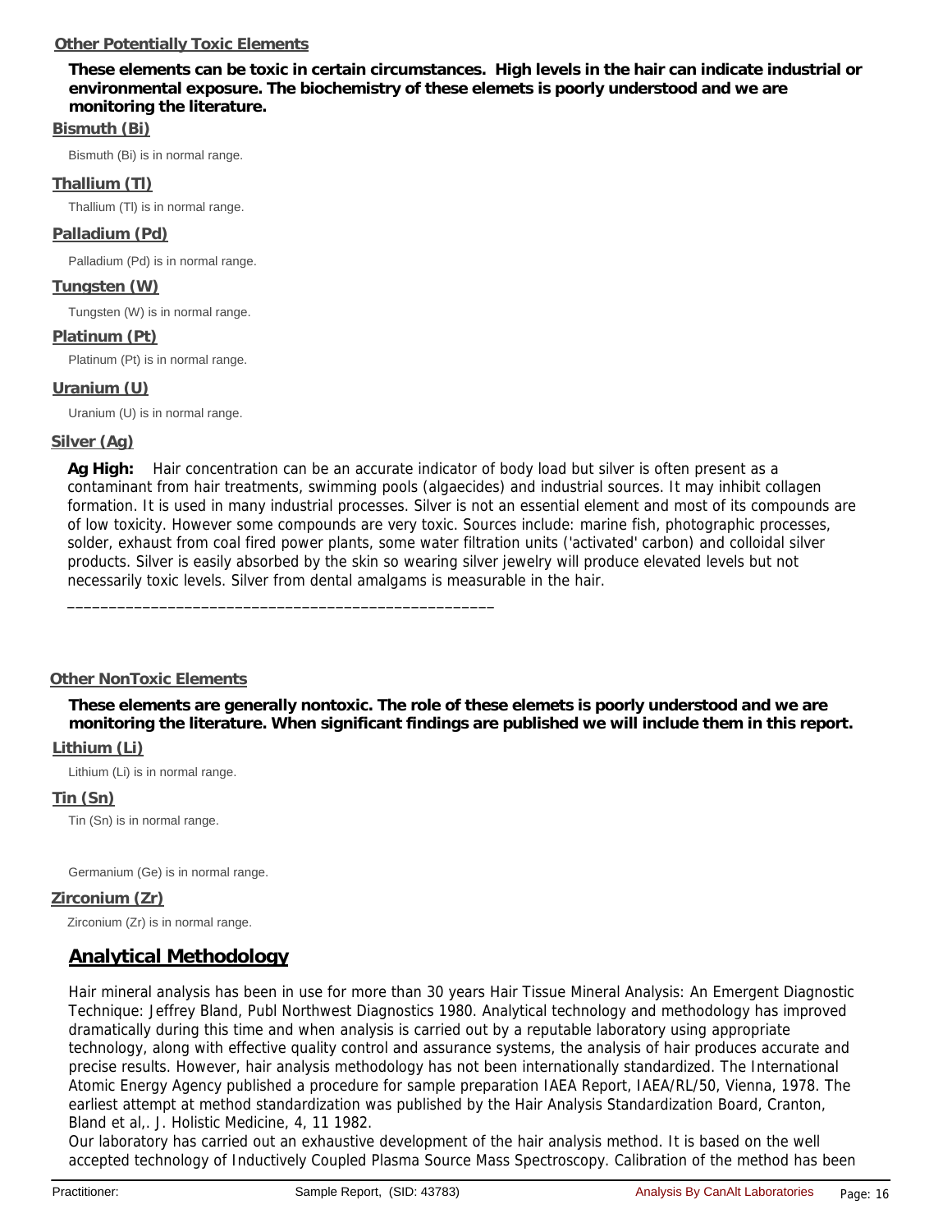## Other Potentially Toxic Elements

**These elements can be toxic in certain circumstances. High levels in the hair can indicate industrial or environmental exposure. The biochemistry of these elemets is poorly understood and we are monitoring the literature.**

### Bismuth (Bi)

Bismuth (Bi) is in normal range.

### Thallium (Tl)

Thallium (Tl) is in normal range.

### Palladium (Pd)

Palladium (Pd) is in normal range.

### Tungsten (W)

Tungsten (W) is in normal range.

### Platinum (Pt)

Platinum (Pt) is in normal range.

### Uranium (U)

Uranium (U) is in normal range.

### Silver (Ag)

**Ag High:** Hair concentration can be an accurate indicator of body load but silver is often present as a contaminant from hair treatments, swimming pools (algaecides) and industrial sources. It may inhibit collagen formation. It is used in many industrial processes. Silver is not an essential element and most of its compounds are of low toxicity. However some compounds are very toxic. Sources include: marine fish, photographic processes, solder, exhaust from coal fired power plants, some water filtration units ('activated' carbon) and colloidal silver products. Silver is easily absorbed by the skin so wearing silver jewelry will produce elevated levels but not necessarily toxic levels. Silver from dental amalgams is measurable in the hair.

__________________________________________________

## Other NonToxic Elements

**These elements are generally nontoxic. The role of these elemets is poorly understood and we are monitoring the literature. When significant findings are published we will include them in this report.**

### Lithium (Li)

Lithium (Li) is in normal range.

### Tin (Sn)

Tin (Sn) is in normal range.

Germanium (Ge) is in normal range.

### Zirconium (Zr)

Zirconium (Zr) is in normal range.

## Analytical Methodology

Hair mineral analysis has been in use for more than 30 years Hair Tissue Mineral Analysis: An Emergent Diagnostic Technique: Jeffrey Bland, Publ Northwest Diagnostics 1980. Analytical technology and methodology has improved dramatically during this time and when analysis is carried out by a reputable laboratory using appropriate technology, along with effective quality control and assurance systems, the analysis of hair produces accurate and precise results. However, hair analysis methodology has not been internationally standardized. The International Atomic Energy Agency published a procedure for sample preparation IAEA Report, IAEA/RL/50, Vienna, 1978. The earliest attempt at method standardization was published by the Hair Analysis Standardization Board, Cranton, Bland et al,. J. Holistic Medicine, 4, 11 1982.
Our laboratory has carried out an exhaustive development of the hair analysis method. It is based on the well accepted technology of Inductively Coupled Plasma Source Mass Spectroscopy. Calibration of the method has been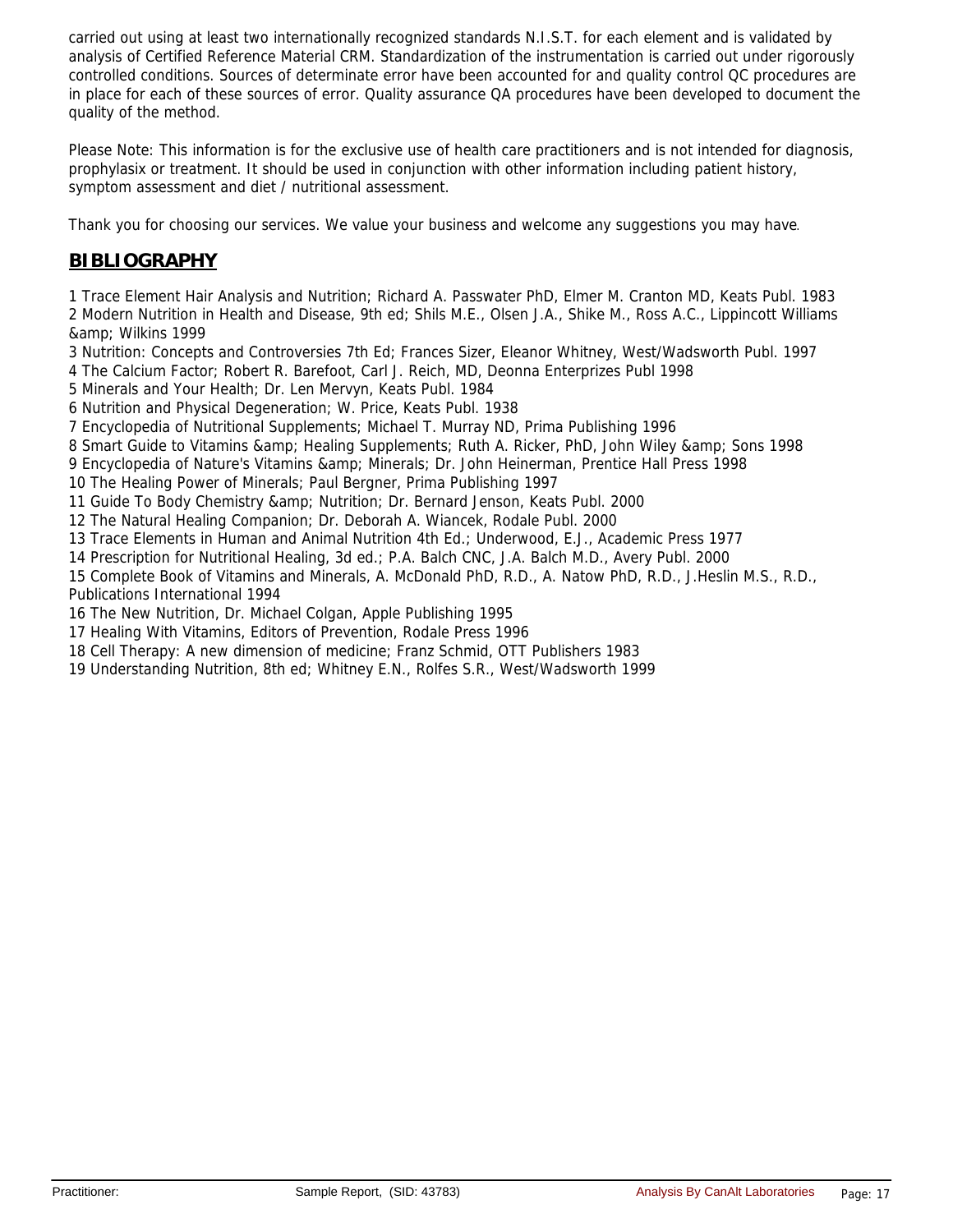carried out using at least two internationally recognized standards N.I.S.T. for each element and is validated by analysis of Certified Reference Material CRM. Standardization of the instrumentation is carried out under rigorously controlled conditions. Sources of determinate error have been accounted for and quality control QC procedures are in place for each of these sources of error. Quality assurance QA procedures have been developed to document the quality of the method.

Please Note: This information is for the exclusive use of health care practitioners and is not intended for diagnosis, prophylasix or treatment. It should be used in conjunction with other information including patient history, symptom assessment and diet / nutritional assessment.

Thank you for choosing our services. We value your business and welcome any suggestions you may have.

## BIBLIOGRAPHY

1 Trace Element Hair Analysis and Nutrition; Richard A. Passwater PhD, Elmer M. Cranton MD, Keats Publ. 1983
2 Modern Nutrition in Health and Disease, 9th ed; Shils M.E., Olsen J.A., Shike M., Ross A.C., Lippincott Williams &amp; Wilkins 1999
3 Nutrition: Concepts and Controversies 7th Ed; Frances Sizer, Eleanor Whitney, West/Wadsworth Publ. 1997
4 The Calcium Factor; Robert R. Barefoot, Carl J. Reich, MD, Deonna Enterprizes Publ 1998
5 Minerals and Your Health; Dr. Len Mervyn, Keats Publ. 1984
6 Nutrition and Physical Degeneration; W. Price, Keats Publ. 1938
7 Encyclopedia of Nutritional Supplements; Michael T. Murray ND, Prima Publishing 1996
8 Smart Guide to Vitamins &amp; Healing Supplements; Ruth A. Ricker, PhD, John Wiley &amp; Sons 1998
9 Encyclopedia of Nature's Vitamins &amp; Minerals; Dr. John Heinerman, Prentice Hall Press 1998
10 The Healing Power of Minerals; Paul Bergner, Prima Publishing 1997
11 Guide To Body Chemistry &amp; Nutrition; Dr. Bernard Jenson, Keats Publ. 2000
12 The Natural Healing Companion; Dr. Deborah A. Wiancek, Rodale Publ. 2000
13 Trace Elements in Human and Animal Nutrition 4th Ed.; Underwood, E.J., Academic Press 1977
14 Prescription for Nutritional Healing, 3d ed.; P.A. Balch CNC, J.A. Balch M.D., Avery Publ. 2000
15 Complete Book of Vitamins and Minerals, A. McDonald PhD, R.D., A. Natow PhD, R.D., J.Heslin M.S., R.D., Publications International 1994
16 The New Nutrition, Dr. Michael Colgan, Apple Publishing 1995
17 Healing With Vitamins, Editors of Prevention, Rodale Press 1996
18 Cell Therapy: A new dimension of medicine; Franz Schmid, OTT Publishers 1983
19 Understanding Nutrition, 8th ed; Whitney E.N., Rolfes S.R., West/Wadsworth 1999